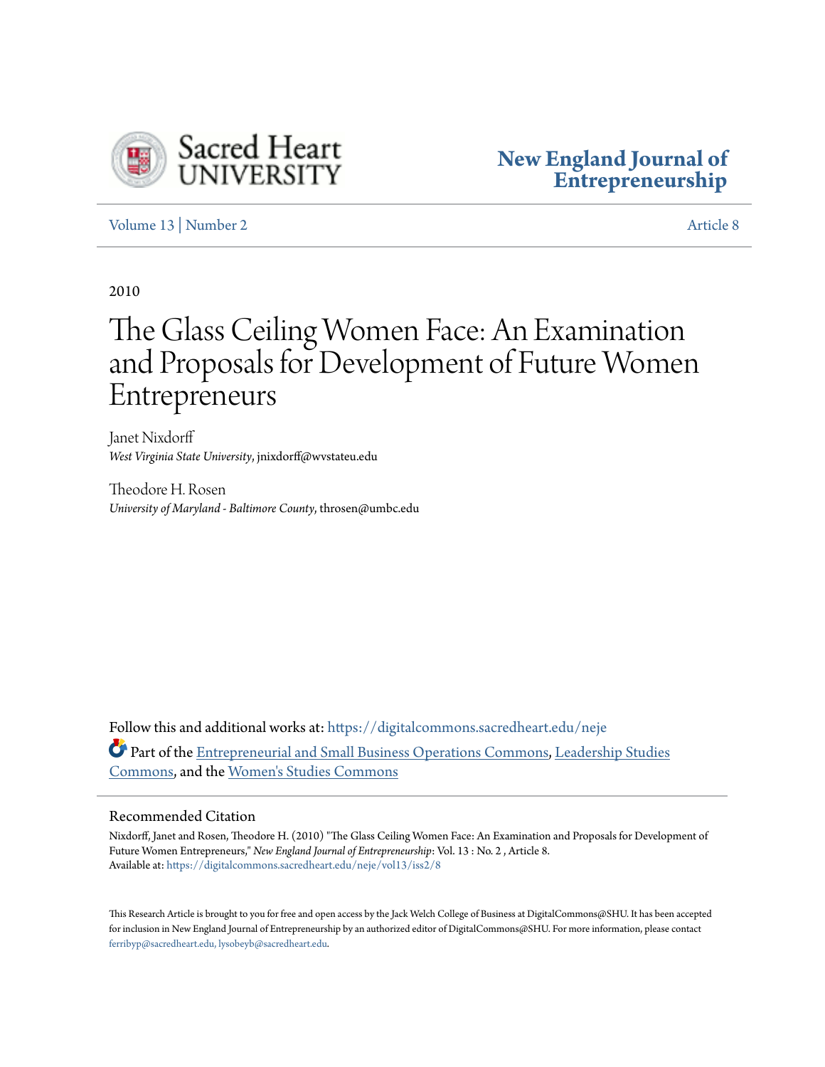Sacred Heart University

**New England Journal of Entrepreneurship**

Volume 13 | Number 2 Article 8

2010

# The Glass Ceiling Women Face: An Examination and Proposals for Development of Future Women Entrepreneurs

Janet Nixdorff
*West Virginia State University*, jnixdorff@wvstateu.edu

Theodore H. Rosen
*University of Maryland - Baltimore County*, throsen@umbc.edu

Follow this and additional works at: https://digitalcommons.sacredheart.edu/neje

Part of the Entrepreneurial and Small Business Operations Commons, Leadership Studies Commons, and the Women's Studies Commons

## Recommended Citation

Nixdorff, Janet and Rosen, Theodore H. (2010) "The Glass Ceiling Women Face: An Examination and Proposals for Development of Future Women Entrepreneurs," *New England Journal of Entrepreneurship*: Vol. 13 : No. 2 , Article 8.
Available at: https://digitalcommons.sacredheart.edu/neje/vol13/iss2/8

This Research Article is brought to you for free and open access by the Jack Welch College of Business at DigitalCommons@SHU. It has been accepted for inclusion in New England Journal of Entrepreneurship by an authorized editor of DigitalCommons@SHU. For more information, please contact ferribyp@sacredheart.edu, lysobeyb@sacredheart.edu.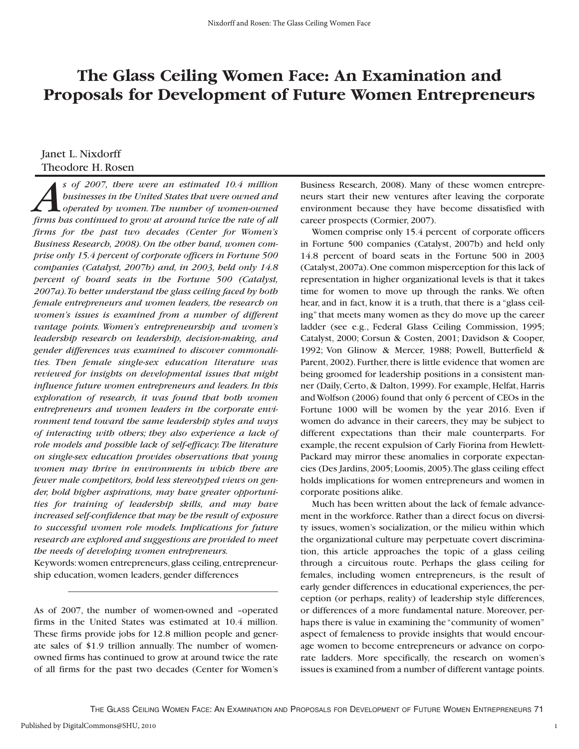# The Glass Ceiling Women Face: An Examination and Proposals for Development of Future Women Entrepreneurs

Janet L. Nixdorff
Theodore H. Rosen

*As of 2007, there were an estimated 10.4 million businesses in the United States that were owned and operated by women. The number of women-owned firms has continued to grow at around twice the rate of all firms for the past two decades (Center for Women's Business Research, 2008). On the other hand, women comprise only 15.4 percent of corporate officers in Fortune 500 companies (Catalyst, 2007b) and, in 2003, held only 14.8 percent of board seats in the Fortune 500 (Catalyst, 2007a). To better understand the glass ceiling faced by both female entrepreneurs and women leaders, the research on women's issues is examined from a number of different vantage points. Women's entrepreneurship and women's leadership research on leadership, decision-making, and gender differences was examined to discover commonalities. Then female single-sex education literature was reviewed for insights on developmental issues that might influence future women entrepreneurs and leaders. In this exploration of research, it was found that both women entrepreneurs and women leaders in the corporate environment tend toward the same leadership styles and ways of interacting with others; they also experience a lack of role models and possible lack of self-efficacy. The literature on single-sex education provides observations that young women may thrive in environments in which there are fewer male competitors, hold less stereotyped views on gender, hold higher aspirations, may have greater opportunities for training of leadership skills, and may have increased self-confidence that may be the result of exposure to successful women role models. Implications for future research are explored and suggestions are provided to meet the needs of developing women entrepreneurs.*

Keywords: women entrepreneurs, glass ceiling, entrepreneurship education, women leaders, gender differences

---

As of 2007, the number of women-owned and –operated firms in the United States was estimated at 10.4 million. These firms provide jobs for 12.8 million people and generate sales of $1.9 trillion annually. The number of women-owned firms has continued to grow at around twice the rate of all firms for the past two decades (Center for Women's Business Research, 2008). Many of these women entrepreneurs start their new ventures after leaving the corporate environment because they have become dissatisfied with career prospects (Cormier, 2007).

Women comprise only 15.4 percent of corporate officers in Fortune 500 companies (Catalyst, 2007b) and held only 14.8 percent of board seats in the Fortune 500 in 2003 (Catalyst, 2007a). One common misperception for this lack of representation in higher organizational levels is that it takes time for women to move up through the ranks. We often hear, and in fact, know it is a truth, that there is a "glass ceiling" that meets many women as they do move up the career ladder (see e.g., Federal Glass Ceiling Commission, 1995; Catalyst, 2000; Corsun & Costen, 2001; Davidson & Cooper, 1992; Von Glinow & Mercer, 1988; Powell, Butterfield & Parent, 2002). Further, there is little evidence that women are being groomed for leadership positions in a consistent manner (Daily, Certo, & Dalton, 1999). For example, Helfat, Harris and Wolfson (2006) found that only 6 percent of CEOs in the Fortune 1000 will be women by the year 2016. Even if women do advance in their careers, they may be subject to different expectations than their male counterparts. For example, the recent expulsion of Carly Fiorina from Hewlett-Packard may mirror these anomalies in corporate expectancies (Des Jardins, 2005; Loomis, 2005). The glass ceiling effect holds implications for women entrepreneurs and women in corporate positions alike.

Much has been written about the lack of female advancement in the workforce. Rather than a direct focus on diversity issues, women's socialization, or the milieu within which the organizational culture may perpetuate covert discrimination, this article approaches the topic of a glass ceiling through a circuitous route. Perhaps the glass ceiling for females, including women entrepreneurs, is the result of early gender differences in educational experiences, the perception (or perhaps, reality) of leadership style differences, or differences of a more fundamental nature. Moreover, perhaps there is value in examining the "community of women" aspect of femaleness to provide insights that would encourage women to become entrepreneurs or advance on corporate ladders. More specifically, the research on women's issues is examined from a number of different vantage points.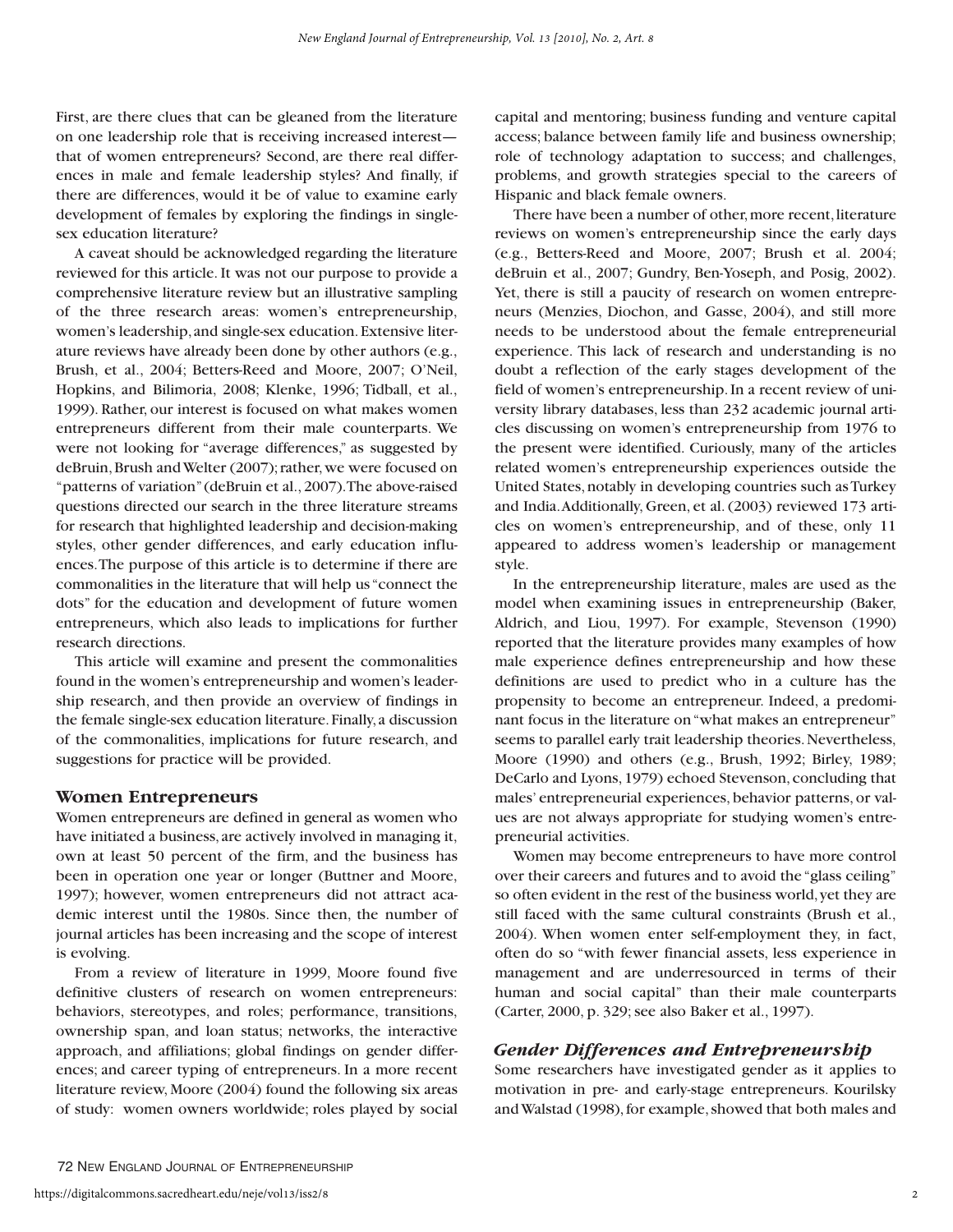First, are there clues that can be gleaned from the literature on one leadership role that is receiving increased interest—that of women entrepreneurs? Second, are there real differences in male and female leadership styles? And finally, if there are differences, would it be of value to examine early development of females by exploring the findings in single-sex education literature?

A caveat should be acknowledged regarding the literature reviewed for this article. It was not our purpose to provide a comprehensive literature review but an illustrative sampling of the three research areas: women's entrepreneurship, women's leadership, and single-sex education. Extensive literature reviews have already been done by other authors (e.g., Brush, et al., 2004; Betters-Reed and Moore, 2007; O'Neil, Hopkins, and Bilimoria, 2008; Klenke, 1996; Tidball, et al., 1999). Rather, our interest is focused on what makes women entrepreneurs different from their male counterparts. We were not looking for "average differences," as suggested by deBruin, Brush and Welter (2007); rather, we were focused on "patterns of variation" (deBruin et al., 2007). The above-raised questions directed our search in the three literature streams for research that highlighted leadership and decision-making styles, other gender differences, and early education influences. The purpose of this article is to determine if there are commonalities in the literature that will help us "connect the dots" for the education and development of future women entrepreneurs, which also leads to implications for further research directions.

This article will examine and present the commonalities found in the women's entrepreneurship and women's leadership research, and then provide an overview of findings in the female single-sex education literature. Finally, a discussion of the commonalities, implications for future research, and suggestions for practice will be provided.

## Women Entrepreneurs

Women entrepreneurs are defined in general as women who have initiated a business, are actively involved in managing it, own at least 50 percent of the firm, and the business has been in operation one year or longer (Buttner and Moore, 1997); however, women entrepreneurs did not attract academic interest until the 1980s. Since then, the number of journal articles has been increasing and the scope of interest is evolving.

From a review of literature in 1999, Moore found five definitive clusters of research on women entrepreneurs: behaviors, stereotypes, and roles; performance, transitions, ownership span, and loan status; networks, the interactive approach, and affiliations; global findings on gender differences; and career typing of entrepreneurs. In a more recent literature review, Moore (2004) found the following six areas of study: women owners worldwide; roles played by social capital and mentoring; business funding and venture capital access; balance between family life and business ownership; role of technology adaptation to success; and challenges, problems, and growth strategies special to the careers of Hispanic and black female owners.

There have been a number of other, more recent, literature reviews on women's entrepreneurship since the early days (e.g., Betters-Reed and Moore, 2007; Brush et al. 2004; deBruin et al., 2007; Gundry, Ben-Yoseph, and Posig, 2002). Yet, there is still a paucity of research on women entrepreneurs (Menzies, Diochon, and Gasse, 2004), and still more needs to be understood about the female entrepreneurial experience. This lack of research and understanding is no doubt a reflection of the early stages development of the field of women's entrepreneurship. In a recent review of university library databases, less than 232 academic journal articles discussing on women's entrepreneurship from 1976 to the present were identified. Curiously, many of the articles related women's entrepreneurship experiences outside the United States, notably in developing countries such as Turkey and India. Additionally, Green, et al. (2003) reviewed 173 articles on women's entrepreneurship, and of these, only 11 appeared to address women's leadership or management style.

In the entrepreneurship literature, males are used as the model when examining issues in entrepreneurship (Baker, Aldrich, and Liou, 1997). For example, Stevenson (1990) reported that the literature provides many examples of how male experience defines entrepreneurship and how these definitions are used to predict who in a culture has the propensity to become an entrepreneur. Indeed, a predominant focus in the literature on "what makes an entrepreneur" seems to parallel early trait leadership theories. Nevertheless, Moore (1990) and others (e.g., Brush, 1992; Birley, 1989; DeCarlo and Lyons, 1979) echoed Stevenson, concluding that males' entrepreneurial experiences, behavior patterns, or values are not always appropriate for studying women's entrepreneurial activities.

Women may become entrepreneurs to have more control over their careers and futures and to avoid the "glass ceiling" so often evident in the rest of the business world, yet they are still faced with the same cultural constraints (Brush et al., 2004). When women enter self-employment they, in fact, often do so "with fewer financial assets, less experience in management and are underresourced in terms of their human and social capital" than their male counterparts (Carter, 2000, p. 329; see also Baker et al., 1997).

### *Gender Differences and Entrepreneurship*

Some researchers have investigated gender as it applies to motivation in pre- and early-stage entrepreneurs. Kourilsky and Walstad (1998), for example, showed that both males and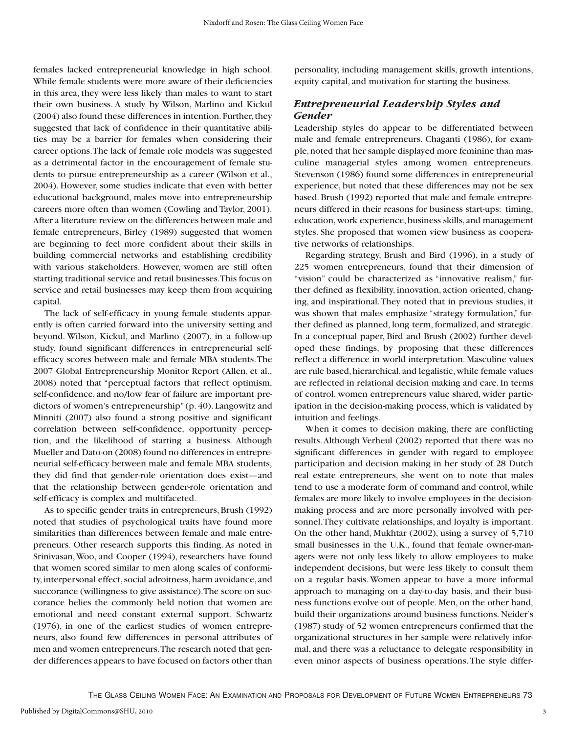females lacked entrepreneurial knowledge in high school. While female students were more aware of their deficiencies in this area, they were less likely than males to want to start their own business. A study by Wilson, Marlino and Kickul (2004) also found these differences in intention. Further, they suggested that lack of confidence in their quantitative abilities may be a barrier for females when considering their career options. The lack of female role models was suggested as a detrimental factor in the encouragement of female students to pursue entrepreneurship as a career (Wilson et al., 2004). However, some studies indicate that even with better educational background, males move into entrepreneurship careers more often than women (Cowling and Taylor, 2001). After a literature review on the differences between male and female entrepreneurs, Birley (1989) suggested that women are beginning to feel more confident about their skills in building commercial networks and establishing credibility with various stakeholders. However, women are still often starting traditional service and retail businesses. This focus on service and retail businesses may keep them from acquiring capital.

The lack of self-efficacy in young female students apparently is often carried forward into the university setting and beyond. Wilson, Kickul, and Marlino (2007), in a follow-up study, found significant differences in entrepreneurial self-efficacy scores between male and female MBA students. The 2007 Global Entrepreneurship Monitor Report (Allen, et al., 2008) noted that "perceptual factors that reflect optimism, self-confidence, and no/low fear of failure are important predictors of women's entrepreneurship" (p. 40). Langowitz and Minniti (2007) also found a strong positive and significant correlation between self-confidence, opportunity perception, and the likelihood of starting a business. Although Mueller and Dato-on (2008) found no differences in entrepreneurial self-efficacy between male and female MBA students, they did find that gender-role orientation does exist—and that the relationship between gender-role orientation and self-efficacy is complex and multifaceted.

As to specific gender traits in entrepreneurs, Brush (1992) noted that studies of psychological traits have found more similarities than differences between female and male entrepreneurs. Other research supports this finding. As noted in Srinivasan, Woo, and Cooper (1994), researchers have found that women scored similar to men along scales of conformity, interpersonal effect, social adroitness, harm avoidance, and succorance (willingness to give assistance). The score on succorance belies the commonly held notion that women are emotional and need constant external support. Schwartz (1976), in one of the earliest studies of women entrepreneurs, also found few differences in personal attributes of men and women entrepreneurs. The research noted that gender differences appears to have focused on factors other than personality, including management skills, growth intentions, equity capital, and motivation for starting the business.

### *Entrepreneurial Leadership Styles and Gender*

Leadership styles do appear to be differentiated between male and female entrepreneurs. Chaganti (1986), for example, noted that her sample displayed more feminine than masculine managerial styles among women entrepreneurs. Stevenson (1986) found some differences in entrepreneurial experience, but noted that these differences may not be sex based. Brush (1992) reported that male and female entrepreneurs differed in their reasons for business start-ups: timing, education, work experience, business skills, and management styles. She proposed that women view business as cooperative networks of relationships.

Regarding strategy, Brush and Bird (1996), in a study of 225 women entrepreneurs, found that their dimension of "vision" could be characterized as "innovative realism," further defined as flexibility, innovation, action oriented, changing, and inspirational. They noted that in previous studies, it was shown that males emphasize "strategy formulation," further defined as planned, long term, formalized, and strategic. In a conceptual paper, Bird and Brush (2002) further developed these findings, by proposing that these differences reflect a difference in world interpretation. Masculine values are rule based, hierarchical, and legalistic, while female values are reflected in relational decision making and care. In terms of control, women entrepreneurs value shared, wider participation in the decision-making process, which is validated by intuition and feelings.

When it comes to decision making, there are conflicting results. Although Verheul (2002) reported that there was no significant differences in gender with regard to employee participation and decision making in her study of 28 Dutch real estate entrepreneurs, she went on to note that males tend to use a moderate form of command and control, while females are more likely to involve employees in the decision-making process and are more personally involved with personnel. They cultivate relationships, and loyalty is important. On the other hand, Mukhtar (2002), using a survey of 5,710 small businesses in the U.K., found that female owner-managers were not only less likely to allow employees to make independent decisions, but were less likely to consult them on a regular basis. Women appear to have a more informal approach to managing on a day-to-day basis, and their business functions evolve out of people. Men, on the other hand, build their organizations around business functions. Neider's (1987) study of 52 women entrepreneurs confirmed that the organizational structures in her sample were relatively informal, and there was a reluctance to delegate responsibility in even minor aspects of business operations. The style differ-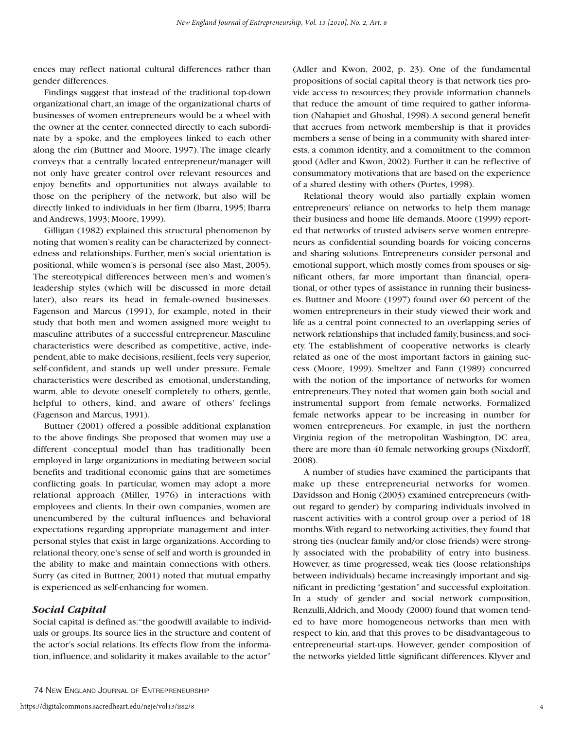ences may reflect national cultural differences rather than gender differences.

Findings suggest that instead of the traditional top-down organizational chart, an image of the organizational charts of businesses of women entrepreneurs would be a wheel with the owner at the center, connected directly to each subordinate by a spoke, and the employees linked to each other along the rim (Buttner and Moore, 1997). The image clearly conveys that a centrally located entrepreneur/manager will not only have greater control over relevant resources and enjoy benefits and opportunities not always available to those on the periphery of the network, but also will be directly linked to individuals in her firm (Ibarra, 1995; Ibarra and Andrews, 1993; Moore, 1999).

Gilligan (1982) explained this structural phenomenon by noting that women's reality can be characterized by connectedness and relationships. Further, men's social orientation is positional, while women's is personal (see also Mast, 2005). The stereotypical differences between men's and women's leadership styles (which will be discussed in more detail later), also rears its head in female-owned businesses. Fagenson and Marcus (1991), for example, noted in their study that both men and women assigned more weight to masculine attributes of a successful entrepreneur. Masculine characteristics were described as competitive, active, independent, able to make decisions, resilient, feels very superior, self-confident, and stands up well under pressure. Female characteristics were described as emotional, understanding, warm, able to devote oneself completely to others, gentle, helpful to others, kind, and aware of others' feelings (Fagenson and Marcus, 1991).

Buttner (2001) offered a possible additional explanation to the above findings. She proposed that women may use a different conceptual model than has traditionally been employed in large organizations in mediating between social benefits and traditional economic gains that are sometimes conflicting goals. In particular, women may adopt a more relational approach (Miller, 1976) in interactions with employees and clients. In their own companies, women are unencumbered by the cultural influences and behavioral expectations regarding appropriate management and interpersonal styles that exist in large organizations. According to relational theory, one's sense of self and worth is grounded in the ability to make and maintain connections with others. Surry (as cited in Buttner, 2001) noted that mutual empathy is experienced as self-enhancing for women.

### *Social Capital*

Social capital is defined as: "the goodwill available to individuals or groups. Its source lies in the structure and content of the actor's social relations. Its effects flow from the information, influence, and solidarity it makes available to the actor" (Adler and Kwon, 2002, p. 23). One of the fundamental propositions of social capital theory is that network ties provide access to resources; they provide information channels that reduce the amount of time required to gather information (Nahapiet and Ghoshal, 1998). A second general benefit that accrues from network membership is that it provides members a sense of being in a community with shared interests, a common identity, and a commitment to the common good (Adler and Kwon, 2002). Further it can be reflective of consummatory motivations that are based on the experience of a shared destiny with others (Portes, 1998).

Relational theory would also partially explain women entrepreneurs' reliance on networks to help them manage their business and home life demands. Moore (1999) reported that networks of trusted advisers serve women entrepreneurs as confidential sounding boards for voicing concerns and sharing solutions. Entrepreneurs consider personal and emotional support, which mostly comes from spouses or significant others, far more important than financial, operational, or other types of assistance in running their businesses. Buttner and Moore (1997) found over 60 percent of the women entrepreneurs in their study viewed their work and life as a central point connected to an overlapping series of network relationships that included family, business, and society. The establishment of cooperative networks is clearly related as one of the most important factors in gaining success (Moore, 1999). Smeltzer and Fann (1989) concurred with the notion of the importance of networks for women entrepreneurs. They noted that women gain both social and instrumental support from female networks. Formalized female networks appear to be increasing in number for women entrepreneurs. For example, in just the northern Virginia region of the metropolitan Washington, DC area, there are more than 40 female networking groups (Nixdorff, 2008).

A number of studies have examined the participants that make up these entrepreneurial networks for women. Davidsson and Honig (2003) examined entrepreneurs (without regard to gender) by comparing individuals involved in nascent activities with a control group over a period of 18 months. With regard to networking activities, they found that strong ties (nuclear family and/or close friends) were strongly associated with the probability of entry into business. However, as time progressed, weak ties (loose relationships between individuals) became increasingly important and significant in predicting "gestation" and successful exploitation. In a study of gender and social network composition, Renzulli, Aldrich, and Moody (2000) found that women tended to have more homogeneous networks than men with respect to kin, and that this proves to be disadvantageous to entrepreneurial start-ups. However, gender composition of the networks yielded little significant differences. Klyver and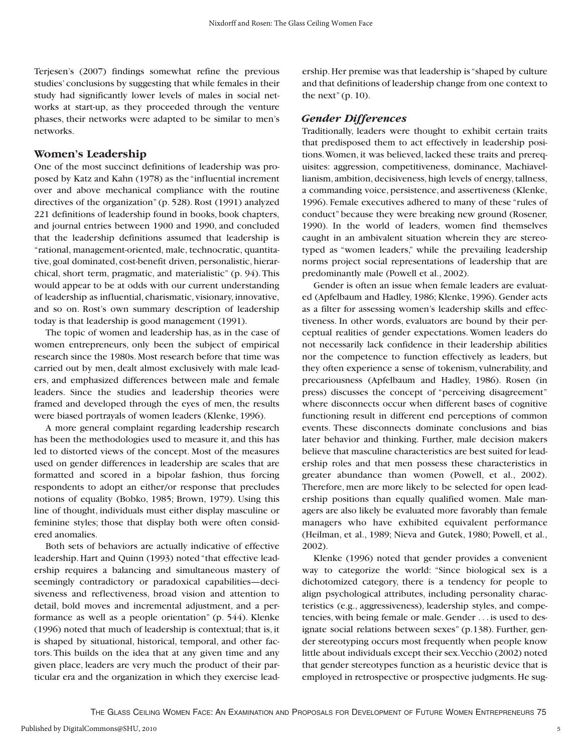Terjesen's (2007) findings somewhat refine the previous studies' conclusions by suggesting that while females in their study had significantly lower levels of males in social networks at start-up, as they proceeded through the venture phases, their networks were adapted to be similar to men's networks.

## Women's Leadership

One of the most succinct definitions of leadership was proposed by Katz and Kahn (1978) as the "influential increment over and above mechanical compliance with the routine directives of the organization" (p. 528). Rost (1991) analyzed 221 definitions of leadership found in books, book chapters, and journal entries between 1900 and 1990, and concluded that the leadership definitions assumed that leadership is "rational, management-oriented, male, technocratic, quantitative, goal dominated, cost-benefit driven, personalistic, hierarchical, short term, pragmatic, and materialistic" (p. 94). This would appear to be at odds with our current understanding of leadership as influential, charismatic, visionary, innovative, and so on. Rost's own summary description of leadership today is that leadership is good management (1991).

The topic of women and leadership has, as in the case of women entrepreneurs, only been the subject of empirical research since the 1980s. Most research before that time was carried out by men, dealt almost exclusively with male leaders, and emphasized differences between male and female leaders. Since the studies and leadership theories were framed and developed through the eyes of men, the results were biased portrayals of women leaders (Klenke, 1996).

A more general complaint regarding leadership research has been the methodologies used to measure it, and this has led to distorted views of the concept. Most of the measures used on gender differences in leadership are scales that are formatted and scored in a bipolar fashion, thus forcing respondents to adopt an either/or response that precludes notions of equality (Bobko, 1985; Brown, 1979). Using this line of thought, individuals must either display masculine or feminine styles; those that display both were often considered anomalies.

Both sets of behaviors are actually indicative of effective leadership. Hart and Quinn (1993) noted "that effective leadership requires a balancing and simultaneous mastery of seemingly contradictory or paradoxical capabilities—decisiveness and reflectiveness, broad vision and attention to detail, bold moves and incremental adjustment, and a performance as well as a people orientation" (p. 544). Klenke (1996) noted that much of leadership is contextual; that is, it is shaped by situational, historical, temporal, and other factors. This builds on the idea that at any given time and any given place, leaders are very much the product of their particular era and the organization in which they exercise leadership. Her premise was that leadership is "shaped by culture and that definitions of leadership change from one context to the next" (p. 10).

### *Gender Differences*

Traditionally, leaders were thought to exhibit certain traits that predisposed them to act effectively in leadership positions. Women, it was believed, lacked these traits and prerequisites: aggression, competitiveness, dominance, Machiavellianism, ambition, decisiveness, high levels of energy, tallness, a commanding voice, persistence, and assertiveness (Klenke, 1996). Female executives adhered to many of these "rules of conduct" because they were breaking new ground (Rosener, 1990). In the world of leaders, women find themselves caught in an ambivalent situation wherein they are stereotyped as "women leaders," while the prevailing leadership norms project social representations of leadership that are predominantly male (Powell et al., 2002).

Gender is often an issue when female leaders are evaluated (Apfelbaum and Hadley, 1986; Klenke, 1996). Gender acts as a filter for assessing women's leadership skills and effectiveness. In other words, evaluators are bound by their perceptual realities of gender expectations. Women leaders do not necessarily lack confidence in their leadership abilities nor the competence to function effectively as leaders, but they often experience a sense of tokenism, vulnerability, and precariousness (Apfelbaum and Hadley, 1986). Rosen (in press) discusses the concept of "perceiving disagreement" where disconnects occur when different bases of cognitive functioning result in different end perceptions of common events. These disconnects dominate conclusions and bias later behavior and thinking. Further, male decision makers believe that masculine characteristics are best suited for leadership roles and that men possess these characteristics in greater abundance than women (Powell, et al., 2002). Therefore, men are more likely to be selected for open leadership positions than equally qualified women. Male managers are also likely be evaluated more favorably than female managers who have exhibited equivalent performance (Heilman, et al., 1989; Nieva and Gutek, 1980; Powell, et al., 2002).

Klenke (1996) noted that gender provides a convenient way to categorize the world: "Since biological sex is a dichotomized category, there is a tendency for people to align psychological attributes, including personality characteristics (e.g., aggressiveness), leadership styles, and competencies, with being female or male. Gender . . . is used to designate social relations between sexes" (p.138). Further, gender stereotyping occurs most frequently when people know little about individuals except their sex. Vecchio (2002) noted that gender stereotypes function as a heuristic device that is employed in retrospective or prospective judgments. He sug-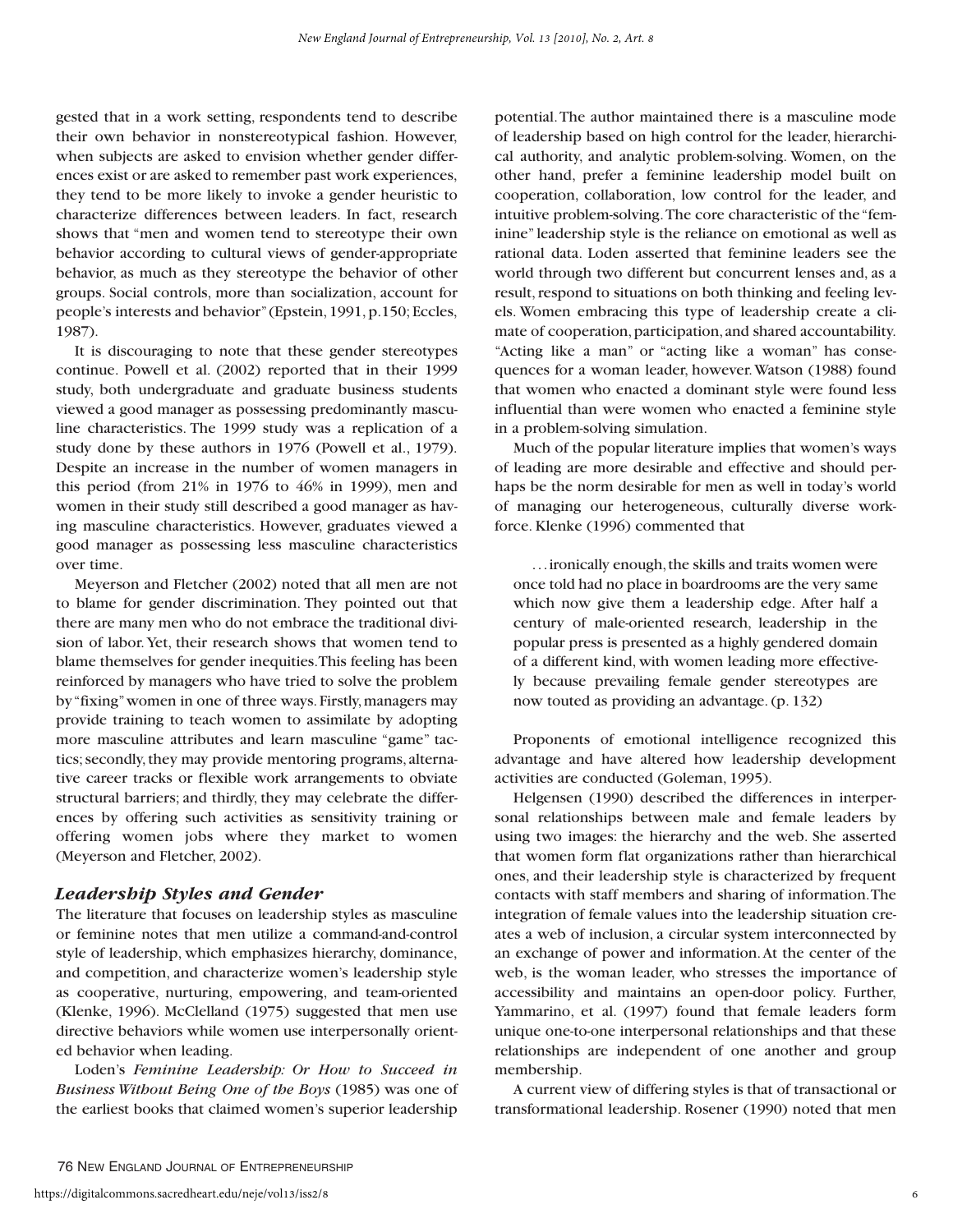gested that in a work setting, respondents tend to describe their own behavior in nonstereotypical fashion. However, when subjects are asked to envision whether gender differences exist or are asked to remember past work experiences, they tend to be more likely to invoke a gender heuristic to characterize differences between leaders. In fact, research shows that "men and women tend to stereotype their own behavior according to cultural views of gender-appropriate behavior, as much as they stereotype the behavior of other groups. Social controls, more than socialization, account for people's interests and behavior" (Epstein, 1991, p.150; Eccles, 1987).

It is discouraging to note that these gender stereotypes continue. Powell et al. (2002) reported that in their 1999 study, both undergraduate and graduate business students viewed a good manager as possessing predominantly masculine characteristics. The 1999 study was a replication of a study done by these authors in 1976 (Powell et al., 1979). Despite an increase in the number of women managers in this period (from 21% in 1976 to 46% in 1999), men and women in their study still described a good manager as having masculine characteristics. However, graduates viewed a good manager as possessing less masculine characteristics over time.

Meyerson and Fletcher (2002) noted that all men are not to blame for gender discrimination. They pointed out that there are many men who do not embrace the traditional division of labor. Yet, their research shows that women tend to blame themselves for gender inequities. This feeling has been reinforced by managers who have tried to solve the problem by "fixing" women in one of three ways. Firstly, managers may provide training to teach women to assimilate by adopting more masculine attributes and learn masculine "game" tactics; secondly, they may provide mentoring programs, alternative career tracks or flexible work arrangements to obviate structural barriers; and thirdly, they may celebrate the differences by offering such activities as sensitivity training or offering women jobs where they market to women (Meyerson and Fletcher, 2002).

### *Leadership Styles and Gender*

The literature that focuses on leadership styles as masculine or feminine notes that men utilize a command-and-control style of leadership, which emphasizes hierarchy, dominance, and competition, and characterize women's leadership style as cooperative, nurturing, empowering, and team-oriented (Klenke, 1996). McClelland (1975) suggested that men use directive behaviors while women use interpersonally oriented behavior when leading.

Loden's *Feminine Leadership: Or How to Succeed in Business Without Being One of the Boys* (1985) was one of the earliest books that claimed women's superior leadership potential. The author maintained there is a masculine mode of leadership based on high control for the leader, hierarchical authority, and analytic problem-solving. Women, on the other hand, prefer a feminine leadership model built on cooperation, collaboration, low control for the leader, and intuitive problem-solving. The core characteristic of the "feminine" leadership style is the reliance on emotional as well as rational data. Loden asserted that feminine leaders see the world through two different but concurrent lenses and, as a result, respond to situations on both thinking and feeling levels. Women embracing this type of leadership create a climate of cooperation, participation, and shared accountability. "Acting like a man" or "acting like a woman" has consequences for a woman leader, however. Watson (1988) found that women who enacted a dominant style were found less influential than were women who enacted a feminine style in a problem-solving simulation.

Much of the popular literature implies that women's ways of leading are more desirable and effective and should perhaps be the norm desirable for men as well in today's world of managing our heterogeneous, culturally diverse workforce. Klenke (1996) commented that

> . . . ironically enough, the skills and traits women were once told had no place in boardrooms are the very same which now give them a leadership edge. After half a century of male-oriented research, leadership in the popular press is presented as a highly gendered domain of a different kind, with women leading more effectively because prevailing female gender stereotypes are now touted as providing an advantage. (p. 132)

Proponents of emotional intelligence recognized this advantage and have altered how leadership development activities are conducted (Goleman, 1995).

Helgensen (1990) described the differences in interpersonal relationships between male and female leaders by using two images: the hierarchy and the web. She asserted that women form flat organizations rather than hierarchical ones, and their leadership style is characterized by frequent contacts with staff members and sharing of information. The integration of female values into the leadership situation creates a web of inclusion, a circular system interconnected by an exchange of power and information. At the center of the web, is the woman leader, who stresses the importance of accessibility and maintains an open-door policy. Further, Yammarino, et al. (1997) found that female leaders form unique one-to-one interpersonal relationships and that these relationships are independent of one another and group membership.

A current view of differing styles is that of transactional or transformational leadership. Rosener (1990) noted that men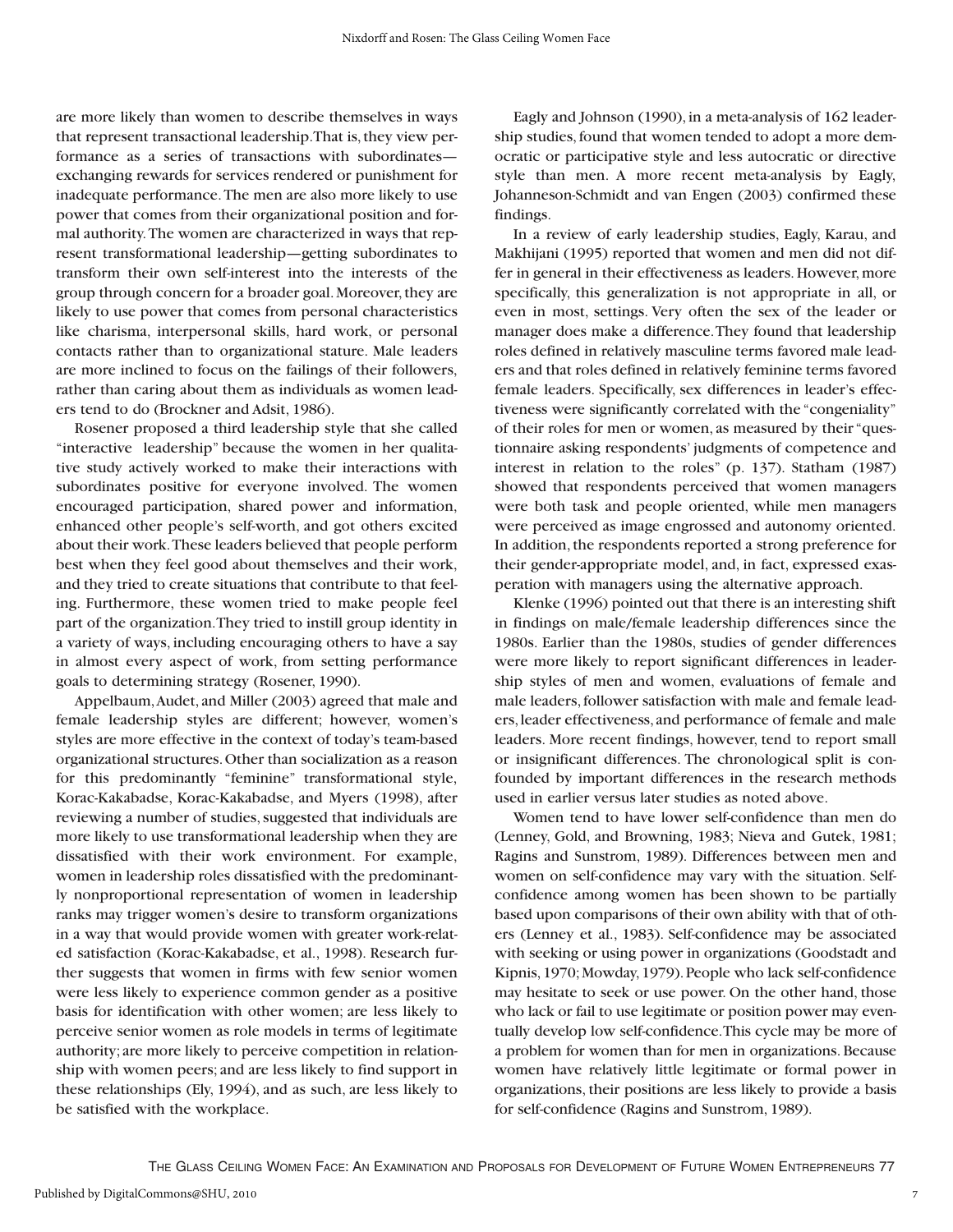are more likely than women to describe themselves in ways that represent transactional leadership. That is, they view performance as a series of transactions with subordinates—exchanging rewards for services rendered or punishment for inadequate performance. The men are also more likely to use power that comes from their organizational position and formal authority. The women are characterized in ways that represent transformational leadership—getting subordinates to transform their own self-interest into the interests of the group through concern for a broader goal. Moreover, they are likely to use power that comes from personal characteristics like charisma, interpersonal skills, hard work, or personal contacts rather than to organizational stature. Male leaders are more inclined to focus on the failings of their followers, rather than caring about them as individuals as women leaders tend to do (Brockner and Adsit, 1986).

Rosener proposed a third leadership style that she called "interactive leadership" because the women in her qualitative study actively worked to make their interactions with subordinates positive for everyone involved. The women encouraged participation, shared power and information, enhanced other people's self-worth, and got others excited about their work. These leaders believed that people perform best when they feel good about themselves and their work, and they tried to create situations that contribute to that feeling. Furthermore, these women tried to make people feel part of the organization. They tried to instill group identity in a variety of ways, including encouraging others to have a say in almost every aspect of work, from setting performance goals to determining strategy (Rosener, 1990).

Appelbaum, Audet, and Miller (2003) agreed that male and female leadership styles are different; however, women's styles are more effective in the context of today's team-based organizational structures. Other than socialization as a reason for this predominantly "feminine" transformational style, Korac-Kakabadse, Korac-Kakabadse, and Myers (1998), after reviewing a number of studies, suggested that individuals are more likely to use transformational leadership when they are dissatisfied with their work environment. For example, women in leadership roles dissatisfied with the predominantly nonproportional representation of women in leadership ranks may trigger women's desire to transform organizations in a way that would provide women with greater work-related satisfaction (Korac-Kakabadse, et al., 1998). Research further suggests that women in firms with few senior women were less likely to experience common gender as a positive basis for identification with other women; are less likely to perceive senior women as role models in terms of legitimate authority; are more likely to perceive competition in relationship with women peers; and are less likely to find support in these relationships (Ely, 1994), and as such, are less likely to be satisfied with the workplace.

Eagly and Johnson (1990), in a meta-analysis of 162 leadership studies, found that women tended to adopt a more democratic or participative style and less autocratic or directive style than men. A more recent meta-analysis by Eagly, Johanneson-Schmidt and van Engen (2003) confirmed these findings.

In a review of early leadership studies, Eagly, Karau, and Makhijani (1995) reported that women and men did not differ in general in their effectiveness as leaders. However, more specifically, this generalization is not appropriate in all, or even in most, settings. Very often the sex of the leader or manager does make a difference. They found that leadership roles defined in relatively masculine terms favored male leaders and that roles defined in relatively feminine terms favored female leaders. Specifically, sex differences in leader's effectiveness were significantly correlated with the "congeniality" of their roles for men or women, as measured by their "questionnaire asking respondents' judgments of competence and interest in relation to the roles" (p. 137). Statham (1987) showed that respondents perceived that women managers were both task and people oriented, while men managers were perceived as image engrossed and autonomy oriented. In addition, the respondents reported a strong preference for their gender-appropriate model, and, in fact, expressed exasperation with managers using the alternative approach.

Klenke (1996) pointed out that there is an interesting shift in findings on male/female leadership differences since the 1980s. Earlier than the 1980s, studies of gender differences were more likely to report significant differences in leadership styles of men and women, evaluations of female and male leaders, follower satisfaction with male and female leaders, leader effectiveness, and performance of female and male leaders. More recent findings, however, tend to report small or insignificant differences. The chronological split is confounded by important differences in the research methods used in earlier versus later studies as noted above.

Women tend to have lower self-confidence than men do (Lenney, Gold, and Browning, 1983; Nieva and Gutek, 1981; Ragins and Sunstrom, 1989). Differences between men and women on self-confidence may vary with the situation. Self-confidence among women has been shown to be partially based upon comparisons of their own ability with that of others (Lenney et al., 1983). Self-confidence may be associated with seeking or using power in organizations (Goodstadt and Kipnis, 1970; Mowday, 1979). People who lack self-confidence may hesitate to seek or use power. On the other hand, those who lack or fail to use legitimate or position power may eventually develop low self-confidence. This cycle may be more of a problem for women than for men in organizations. Because women have relatively little legitimate or formal power in organizations, their positions are less likely to provide a basis for self-confidence (Ragins and Sunstrom, 1989).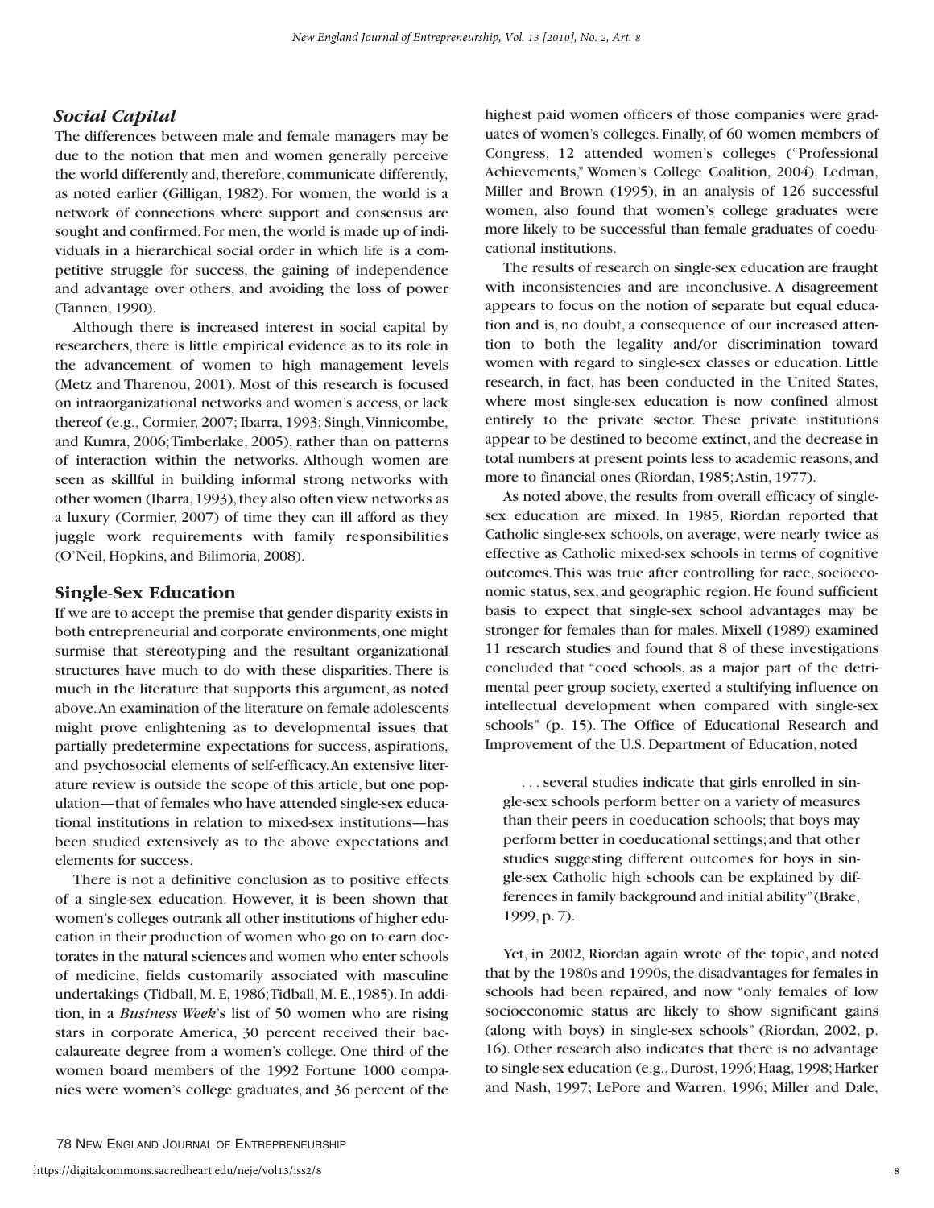### *Social Capital*

The differences between male and female managers may be due to the notion that men and women generally perceive the world differently and, therefore, communicate differently, as noted earlier (Gilligan, 1982). For women, the world is a network of connections where support and consensus are sought and confirmed. For men, the world is made up of individuals in a hierarchical social order in which life is a competitive struggle for success, the gaining of independence and advantage over others, and avoiding the loss of power (Tannen, 1990).

Although there is increased interest in social capital by researchers, there is little empirical evidence as to its role in the advancement of women to high management levels (Metz and Tharenou, 2001). Most of this research is focused on intraorganizational networks and women's access, or lack thereof (e.g., Cormier, 2007; Ibarra, 1993; Singh, Vinnicombe, and Kumra, 2006; Timberlake, 2005), rather than on patterns of interaction within the networks. Although women are seen as skillful in building informal strong networks with other women (Ibarra, 1993), they also often view networks as a luxury (Cormier, 2007) of time they can ill afford as they juggle work requirements with family responsibilities (O'Neil, Hopkins, and Bilimoria, 2008).

### Single-Sex Education

If we are to accept the premise that gender disparity exists in both entrepreneurial and corporate environments, one might surmise that stereotyping and the resultant organizational structures have much to do with these disparities. There is much in the literature that supports this argument, as noted above. An examination of the literature on female adolescents might prove enlightening as to developmental issues that partially predetermine expectations for success, aspirations, and psychosocial elements of self-efficacy. An extensive literature review is outside the scope of this article, but one population—that of females who have attended single-sex educational institutions in relation to mixed-sex institutions—has been studied extensively as to the above expectations and elements for success.

There is not a definitive conclusion as to positive effects of a single-sex education. However, it is been shown that women's colleges outrank all other institutions of higher education in their production of women who go on to earn doctorates in the natural sciences and women who enter schools of medicine, fields customarily associated with masculine undertakings (Tidball, M. E, 1986; Tidball, M. E., 1985). In addition, in a *Business Week*'s list of 50 women who are rising stars in corporate America, 30 percent received their baccalaureate degree from a women's college. One third of the women board members of the 1992 Fortune 1000 companies were women's college graduates, and 36 percent of the highest paid women officers of those companies were graduates of women's colleges. Finally, of 60 women members of Congress, 12 attended women's colleges ("Professional Achievements," Women's College Coalition, 2004). Ledman, Miller and Brown (1995), in an analysis of 126 successful women, also found that women's college graduates were more likely to be successful than female graduates of coeducational institutions.

The results of research on single-sex education are fraught with inconsistencies and are inconclusive. A disagreement appears to focus on the notion of separate but equal education and is, no doubt, a consequence of our increased attention to both the legality and/or discrimination toward women with regard to single-sex classes or education. Little research, in fact, has been conducted in the United States, where most single-sex education is now confined almost entirely to the private sector. These private institutions appear to be destined to become extinct, and the decrease in total numbers at present points less to academic reasons, and more to financial ones (Riordan, 1985; Astin, 1977).

As noted above, the results from overall efficacy of single-sex education are mixed. In 1985, Riordan reported that Catholic single-sex schools, on average, were nearly twice as effective as Catholic mixed-sex schools in terms of cognitive outcomes. This was true after controlling for race, socioeconomic status, sex, and geographic region. He found sufficient basis to expect that single-sex school advantages may be stronger for females than for males. Mixell (1989) examined 11 research studies and found that 8 of these investigations concluded that "coed schools, as a major part of the detrimental peer group society, exerted a stultifying influence on intellectual development when compared with single-sex schools" (p. 15). The Office of Educational Research and Improvement of the U.S. Department of Education, noted

> . . . several studies indicate that girls enrolled in single-sex schools perform better on a variety of measures than their peers in coeducation schools; that boys may perform better in coeducational settings; and that other studies suggesting different outcomes for boys in single-sex Catholic high schools can be explained by differences in family background and initial ability" (Brake, 1999, p. 7).

Yet, in 2002, Riordan again wrote of the topic, and noted that by the 1980s and 1990s, the disadvantages for females in schools had been repaired, and now "only females of low socioeconomic status are likely to show significant gains (along with boys) in single-sex schools" (Riordan, 2002, p. 16). Other research also indicates that there is no advantage to single-sex education (e.g., Durost, 1996; Haag, 1998; Harker and Nash, 1997; LePore and Warren, 1996; Miller and Dale,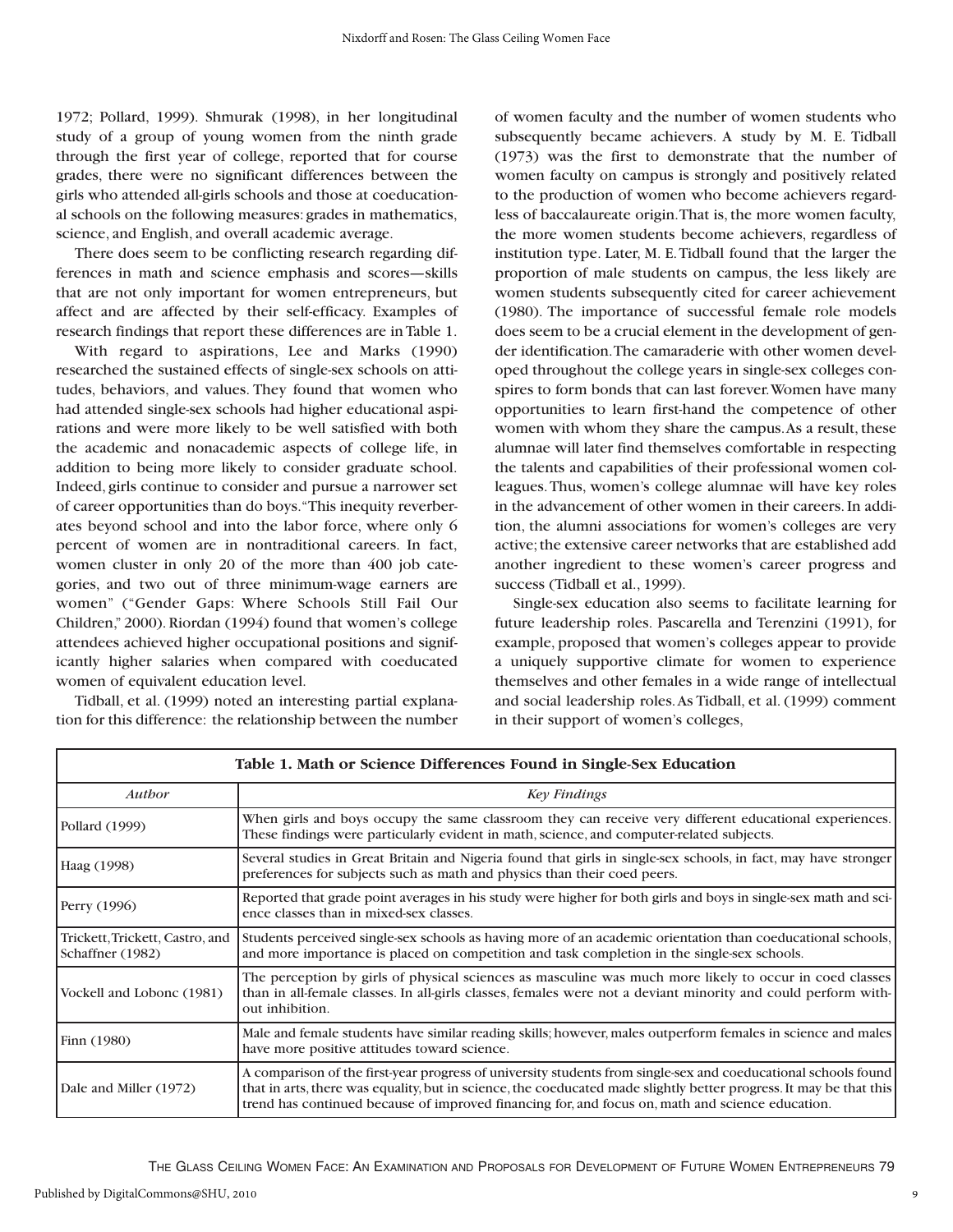1972; Pollard, 1999). Shmurak (1998), in her longitudinal study of a group of young women from the ninth grade through the first year of college, reported that for course grades, there were no significant differences between the girls who attended all-girls schools and those at coeducational schools on the following measures: grades in mathematics, science, and English, and overall academic average.

There does seem to be conflicting research regarding differences in math and science emphasis and scores—skills that are not only important for women entrepreneurs, but affect and are affected by their self-efficacy. Examples of research findings that report these differences are in Table 1.

With regard to aspirations, Lee and Marks (1990) researched the sustained effects of single-sex schools on attitudes, behaviors, and values. They found that women who had attended single-sex schools had higher educational aspirations and were more likely to be well satisfied with both the academic and nonacademic aspects of college life, in addition to being more likely to consider graduate school. Indeed, girls continue to consider and pursue a narrower set of career opportunities than do boys. "This inequity reverberates beyond school and into the labor force, where only 6 percent of women are in nontraditional careers. In fact, women cluster in only 20 of the more than 400 job categories, and two out of three minimum-wage earners are women" ("Gender Gaps: Where Schools Still Fail Our Children," 2000). Riordan (1994) found that women's college attendees achieved higher occupational positions and significantly higher salaries when compared with coeducated women of equivalent education level.

Tidball, et al. (1999) noted an interesting partial explanation for this difference: the relationship between the number of women faculty and the number of women students who subsequently became achievers. A study by M. E. Tidball (1973) was the first to demonstrate that the number of women faculty on campus is strongly and positively related to the production of women who become achievers regardless of baccalaureate origin. That is, the more women faculty, the more women students become achievers, regardless of institution type. Later, M. E. Tidball found that the larger the proportion of male students on campus, the less likely are women students subsequently cited for career achievement (1980). The importance of successful female role models does seem to be a crucial element in the development of gender identification. The camaraderie with other women developed throughout the college years in single-sex colleges conspires to form bonds that can last forever. Women have many opportunities to learn first-hand the competence of other women with whom they share the campus. As a result, these alumnae will later find themselves comfortable in respecting the talents and capabilities of their professional women colleagues. Thus, women's college alumnae will have key roles in the advancement of other women in their careers. In addition, the alumni associations for women's colleges are very active; the extensive career networks that are established add another ingredient to these women's career progress and success (Tidball et al., 1999).

Single-sex education also seems to facilitate learning for future leadership roles. Pascarella and Terenzini (1991), for example, proposed that women's colleges appear to provide a uniquely supportive climate for women to experience themselves and other females in a wide range of intellectual and social leadership roles. As Tidball, et al. (1999) comment in their support of women's colleges,

**Table 1. Math or Science Differences Found in Single-Sex Education**

| *Author* | *Key Findings* |
|---|---|
| Pollard (1999) | When girls and boys occupy the same classroom they can receive very different educational experiences. These findings were particularly evident in math, science, and computer-related subjects. |
| Haag (1998) | Several studies in Great Britain and Nigeria found that girls in single-sex schools, in fact, may have stronger preferences for subjects such as math and physics than their coed peers. |
| Perry (1996) | Reported that grade point averages in his study were higher for both girls and boys in single-sex math and science classes than in mixed-sex classes. |
| Trickett, Trickett, Castro, and Schaffner (1982) | Students perceived single-sex schools as having more of an academic orientation than coeducational schools, and more importance is placed on competition and task completion in the single-sex schools. |
| Vockell and Lobonc (1981) | The perception by girls of physical sciences as masculine was much more likely to occur in coed classes than in all-female classes. In all-girls classes, females were not a deviant minority and could perform without inhibition. |
| Finn (1980) | Male and female students have similar reading skills; however, males outperform females in science and males have more positive attitudes toward science. |
| Dale and Miller (1972) | A comparison of the first-year progress of university students from single-sex and coeducational schools found that in arts, there was equality, but in science, the coeducated made slightly better progress. It may be that this trend has continued because of improved financing for, and focus on, math and science education. |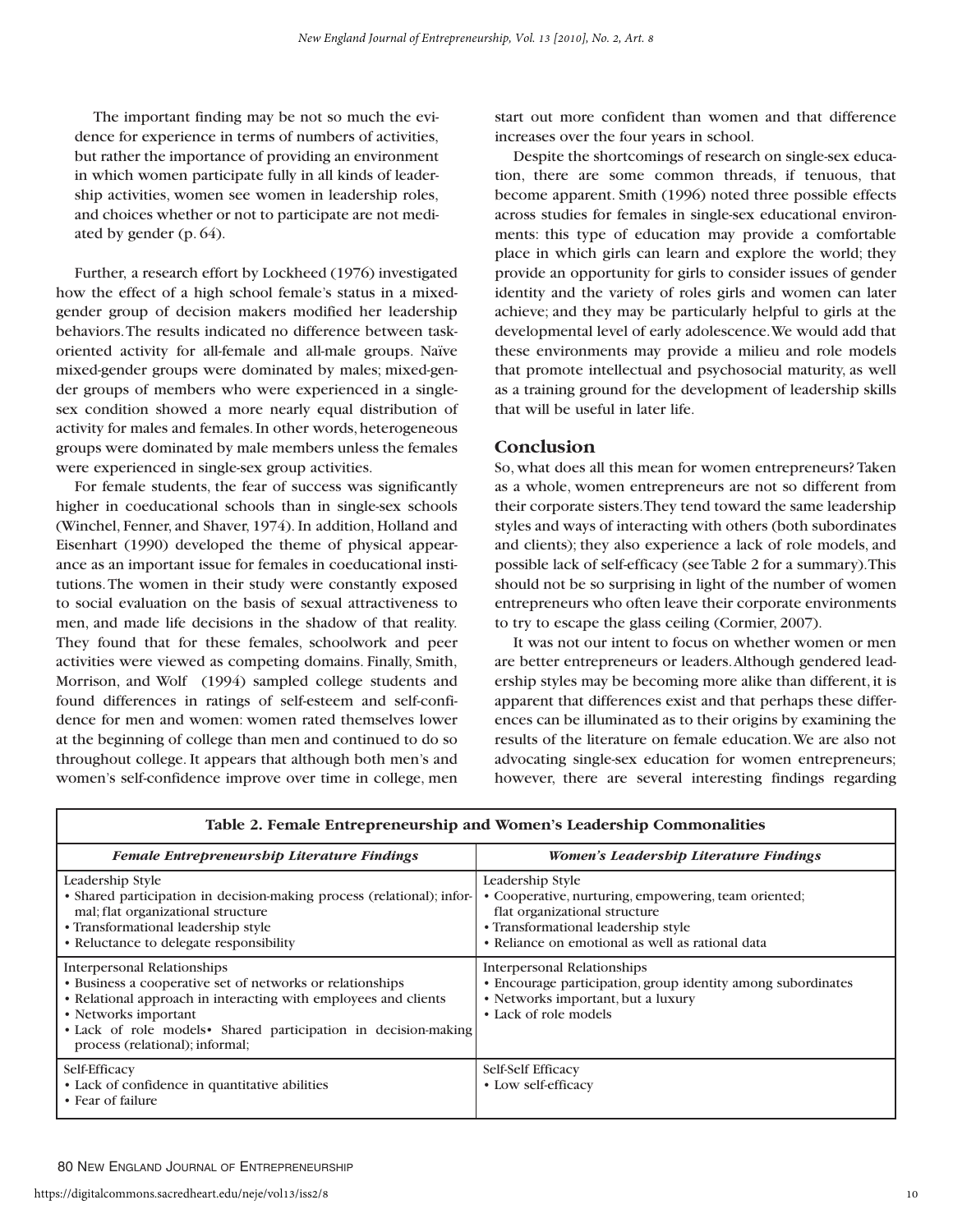The important finding may be not so much the evidence for experience in terms of numbers of activities, but rather the importance of providing an environment in which women participate fully in all kinds of leadership activities, women see women in leadership roles, and choices whether or not to participate are not mediated by gender (p. 64).

Further, a research effort by Lockheed (1976) investigated how the effect of a high school female's status in a mixed-gender group of decision makers modified her leadership behaviors. The results indicated no difference between task-oriented activity for all-female and all-male groups. Naïve mixed-gender groups were dominated by males; mixed-gender groups of members who were experienced in a single-sex condition showed a more nearly equal distribution of activity for males and females. In other words, heterogeneous groups were dominated by male members unless the females were experienced in single-sex group activities.

For female students, the fear of success was significantly higher in coeducational schools than in single-sex schools (Winchel, Fenner, and Shaver, 1974). In addition, Holland and Eisenhart (1990) developed the theme of physical appearance as an important issue for females in coeducational institutions. The women in their study were constantly exposed to social evaluation on the basis of sexual attractiveness to men, and made life decisions in the shadow of that reality. They found that for these females, schoolwork and peer activities were viewed as competing domains. Finally, Smith, Morrison, and Wolf (1994) sampled college students and found differences in ratings of self-esteem and self-confidence for men and women: women rated themselves lower at the beginning of college than men and continued to do so throughout college. It appears that although both men's and women's self-confidence improve over time in college, men start out more confident than women and that difference increases over the four years in school.

Despite the shortcomings of research on single-sex education, there are some common threads, if tenuous, that become apparent. Smith (1996) noted three possible effects across studies for females in single-sex educational environments: this type of education may provide a comfortable place in which girls can learn and explore the world; they provide an opportunity for girls to consider issues of gender identity and the variety of roles girls and women can later achieve; and they may be particularly helpful to girls at the developmental level of early adolescence. We would add that these environments may provide a milieu and role models that promote intellectual and psychosocial maturity, as well as a training ground for the development of leadership skills that will be useful in later life.

## Conclusion

So, what does all this mean for women entrepreneurs? Taken as a whole, women entrepreneurs are not so different from their corporate sisters. They tend toward the same leadership styles and ways of interacting with others (both subordinates and clients); they also experience a lack of role models, and possible lack of self-efficacy (see Table 2 for a summary). This should not be so surprising in light of the number of women entrepreneurs who often leave their corporate environments to try to escape the glass ceiling (Cormier, 2007).

It was not our intent to focus on whether women or men are better entrepreneurs or leaders. Although gendered leadership styles may be becoming more alike than different, it is apparent that differences exist and that perhaps these differences can be illuminated as to their origins by examining the results of the literature on female education. We are also not advocating single-sex education for women entrepreneurs; however, there are several interesting findings regarding

**Table 2. Female Entrepreneurship and Women's Leadership Commonalities**

| *Female Entrepreneurship Literature Findings* | *Women's Leadership Literature Findings* |
|---|---|
| Leadership Style<br>• Shared participation in decision-making process (relational); informal; flat organizational structure<br>• Transformational leadership style<br>• Reluctance to delegate responsibility | Leadership Style<br>• Cooperative, nurturing, empowering, team oriented; flat organizational structure<br>• Transformational leadership style<br>• Reliance on emotional as well as rational data |
| Interpersonal Relationships<br>• Business a cooperative set of networks or relationships<br>• Relational approach in interacting with employees and clients<br>• Networks important<br>• Lack of role models• Shared participation in decision-making process (relational); informal; | Interpersonal Relationships<br>• Encourage participation, group identity among subordinates<br>• Networks important, but a luxury<br>• Lack of role models |
| Self-Efficacy<br>• Lack of confidence in quantitative abilities<br>• Fear of failure | Self-Self Efficacy<br>• Low self-efficacy |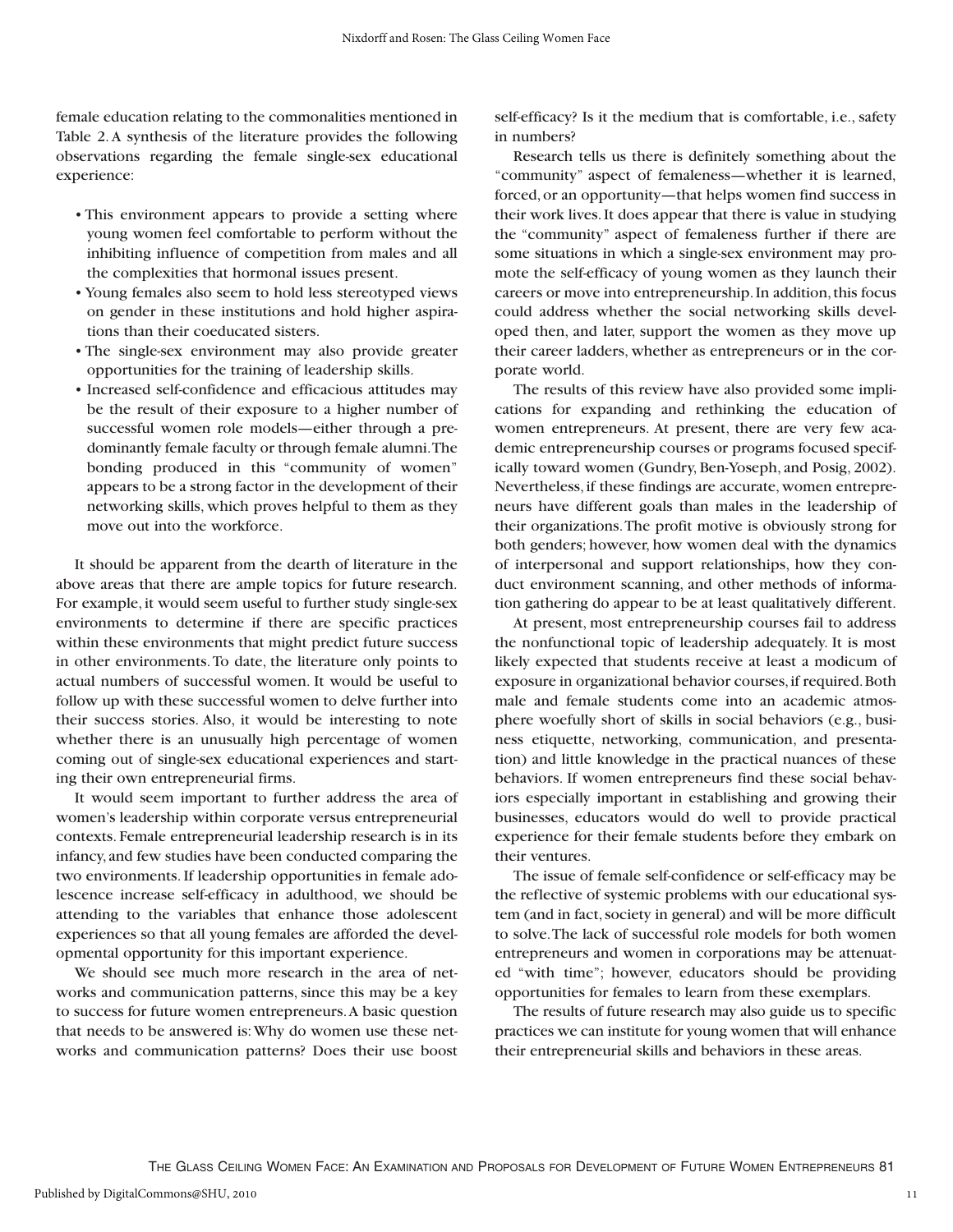female education relating to the commonalities mentioned in Table 2. A synthesis of the literature provides the following observations regarding the female single-sex educational experience:

- This environment appears to provide a setting where young women feel comfortable to perform without the inhibiting influence of competition from males and all the complexities that hormonal issues present.
- Young females also seem to hold less stereotyped views on gender in these institutions and hold higher aspirations than their coeducated sisters.
- The single-sex environment may also provide greater opportunities for the training of leadership skills.
- Increased self-confidence and efficacious attitudes may be the result of their exposure to a higher number of successful women role models—either through a predominantly female faculty or through female alumni. The bonding produced in this "community of women" appears to be a strong factor in the development of their networking skills, which proves helpful to them as they move out into the workforce.

It should be apparent from the dearth of literature in the above areas that there are ample topics for future research. For example, it would seem useful to further study single-sex environments to determine if there are specific practices within these environments that might predict future success in other environments. To date, the literature only points to actual numbers of successful women. It would be useful to follow up with these successful women to delve further into their success stories. Also, it would be interesting to note whether there is an unusually high percentage of women coming out of single-sex educational experiences and starting their own entrepreneurial firms.

It would seem important to further address the area of women's leadership within corporate versus entrepreneurial contexts. Female entrepreneurial leadership research is in its infancy, and few studies have been conducted comparing the two environments. If leadership opportunities in female adolescence increase self-efficacy in adulthood, we should be attending to the variables that enhance those adolescent experiences so that all young females are afforded the developmental opportunity for this important experience.

We should see much more research in the area of networks and communication patterns, since this may be a key to success for future women entrepreneurs. A basic question that needs to be answered is: Why do women use these networks and communication patterns? Does their use boost self-efficacy? Is it the medium that is comfortable, i.e., safety in numbers?

Research tells us there is definitely something about the "community" aspect of femaleness—whether it is learned, forced, or an opportunity—that helps women find success in their work lives. It does appear that there is value in studying the "community" aspect of femaleness further if there are some situations in which a single-sex environment may promote the self-efficacy of young women as they launch their careers or move into entrepreneurship. In addition, this focus could address whether the social networking skills developed then, and later, support the women as they move up their career ladders, whether as entrepreneurs or in the corporate world.

The results of this review have also provided some implications for expanding and rethinking the education of women entrepreneurs. At present, there are very few academic entrepreneurship courses or programs focused specifically toward women (Gundry, Ben-Yoseph, and Posig, 2002). Nevertheless, if these findings are accurate, women entrepreneurs have different goals than males in the leadership of their organizations. The profit motive is obviously strong for both genders; however, how women deal with the dynamics of interpersonal and support relationships, how they conduct environment scanning, and other methods of information gathering do appear to be at least qualitatively different.

At present, most entrepreneurship courses fail to address the nonfunctional topic of leadership adequately. It is most likely expected that students receive at least a modicum of exposure in organizational behavior courses, if required. Both male and female students come into an academic atmosphere woefully short of skills in social behaviors (e.g., business etiquette, networking, communication, and presentation) and little knowledge in the practical nuances of these behaviors. If women entrepreneurs find these social behaviors especially important in establishing and growing their businesses, educators would do well to provide practical experience for their female students before they embark on their ventures.

The issue of female self-confidence or self-efficacy may be the reflective of systemic problems with our educational system (and in fact, society in general) and will be more difficult to solve. The lack of successful role models for both women entrepreneurs and women in corporations may be attenuated "with time"; however, educators should be providing opportunities for females to learn from these exemplars.

The results of future research may also guide us to specific practices we can institute for young women that will enhance their entrepreneurial skills and behaviors in these areas.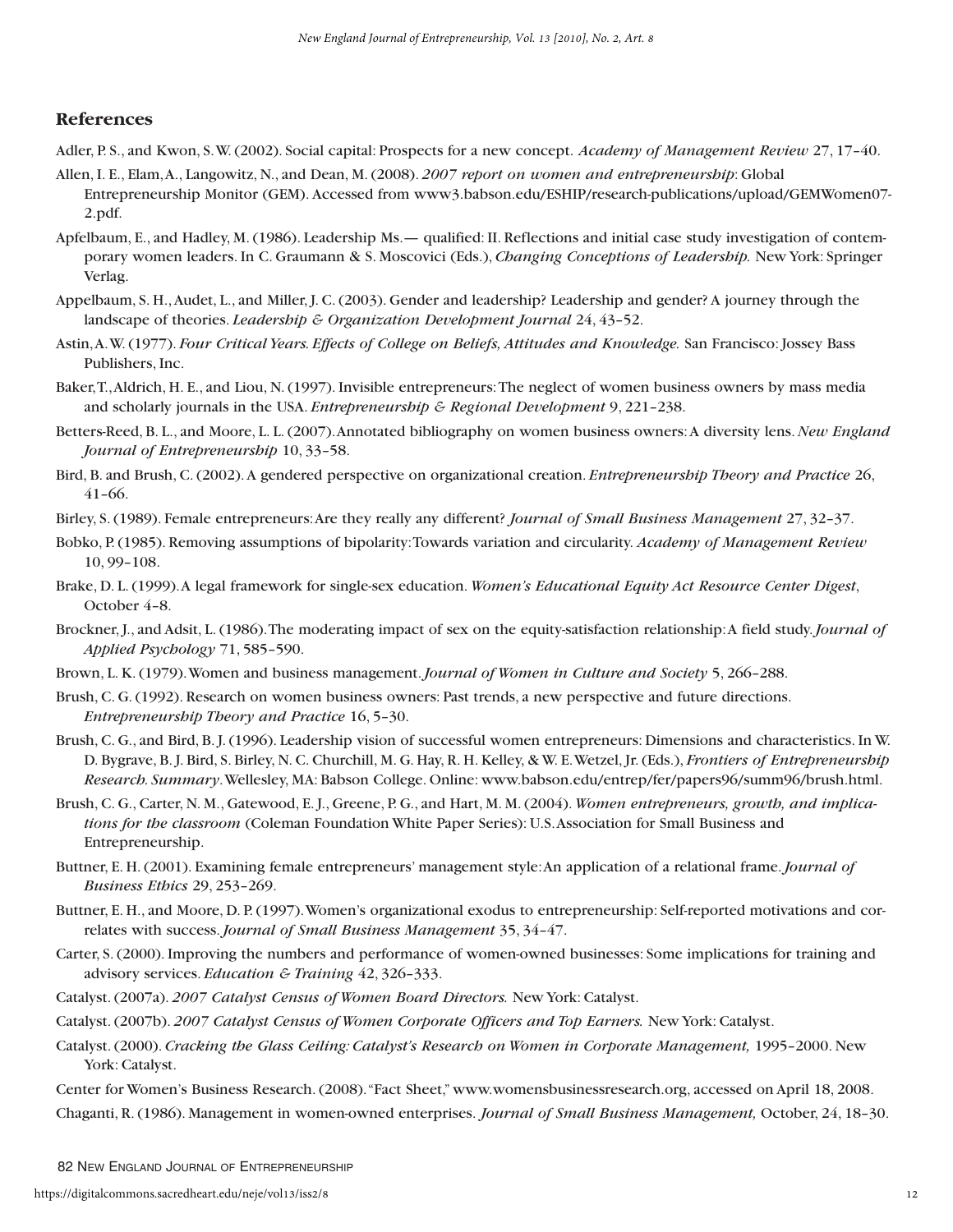## References

Adler, P. S., and Kwon, S. W. (2002). Social capital: Prospects for a new concept. *Academy of Management Review* 27, 17–40.

Allen, I. E., Elam, A., Langowitz, N., and Dean, M. (2008). *2007 report on women and entrepreneurship*: Global Entrepreneurship Monitor (GEM). Accessed from www3.babson.edu/ESHIP/research-publications/upload/GEMWomen07-2.pdf.

Apfelbaum, E., and Hadley, M. (1986). Leadership Ms.— qualified: II. Reflections and initial case study investigation of contemporary women leaders. In C. Graumann & S. Moscovici (Eds.), *Changing Conceptions of Leadership.* New York: Springer Verlag.

Appelbaum, S. H., Audet, L., and Miller, J. C. (2003). Gender and leadership? Leadership and gender? A journey through the landscape of theories. *Leadership & Organization Development Journal* 24, 43–52.

Astin, A. W. (1977). *Four Critical Years. Effects of College on Beliefs, Attitudes and Knowledge.* San Francisco: Jossey Bass Publishers, Inc.

Baker, T., Aldrich, H. E., and Liou, N. (1997). Invisible entrepreneurs: The neglect of women business owners by mass media and scholarly journals in the USA. *Entrepreneurship & Regional Development* 9, 221–238.

Betters-Reed, B. L., and Moore, L. L. (2007). Annotated bibliography on women business owners: A diversity lens. *New England Journal of Entrepreneurship* 10, 33–58.

Bird, B. and Brush, C. (2002). A gendered perspective on organizational creation. *Entrepreneurship Theory and Practice* 26, 41–66.

Birley, S. (1989). Female entrepreneurs: Are they really any different? *Journal of Small Business Management* 27, 32–37.

Bobko, P. (1985). Removing assumptions of bipolarity: Towards variation and circularity. *Academy of Management Review* 10, 99–108.

Brake, D. L. (1999). A legal framework for single-sex education. *Women's Educational Equity Act Resource Center Digest*, October 4–8.

Brockner, J., and Adsit, L. (1986). The moderating impact of sex on the equity-satisfaction relationship: A field study. *Journal of Applied Psychology* 71, 585–590.

Brown, L. K. (1979). Women and business management. *Journal of Women in Culture and Society* 5, 266–288.

Brush, C. G. (1992). Research on women business owners: Past trends, a new perspective and future directions. *Entrepreneurship Theory and Practice* 16, 5–30.

Brush, C. G., and Bird, B. J. (1996). Leadership vision of successful women entrepreneurs: Dimensions and characteristics. In W. D. Bygrave, B. J. Bird, S. Birley, N. C. Churchill, M. G. Hay, R. H. Kelley, & W. E. Wetzel, Jr. (Eds.), *Frontiers of Entrepreneurship Research. Summary*. Wellesley, MA: Babson College. Online: www.babson.edu/entrep/fer/papers96/summ96/brush.html.

Brush, C. G., Carter, N. M., Gatewood, E. J., Greene, P. G., and Hart, M. M. (2004). *Women entrepreneurs, growth, and implications for the classroom* (Coleman Foundation White Paper Series): U.S. Association for Small Business and Entrepreneurship.

Buttner, E. H. (2001). Examining female entrepreneurs' management style: An application of a relational frame. *Journal of Business Ethics* 29, 253–269.

Buttner, E. H., and Moore, D. P. (1997). Women's organizational exodus to entrepreneurship: Self-reported motivations and correlates with success. *Journal of Small Business Management* 35, 34–47.

Carter, S. (2000). Improving the numbers and performance of women-owned businesses: Some implications for training and advisory services. *Education & Training* 42, 326–333.

Catalyst. (2007a). *2007 Catalyst Census of Women Board Directors.* New York: Catalyst.

Catalyst. (2007b). *2007 Catalyst Census of Women Corporate Officers and Top Earners.* New York: Catalyst.

Catalyst. (2000). *Cracking the Glass Ceiling: Catalyst's Research on Women in Corporate Management,* 1995–2000. New York: Catalyst.

Center for Women's Business Research. (2008). "Fact Sheet," www.womensbusinessresearch.org, accessed on April 18, 2008.

Chaganti, R. (1986). Management in women-owned enterprises. *Journal of Small Business Management,* October, 24, 18–30.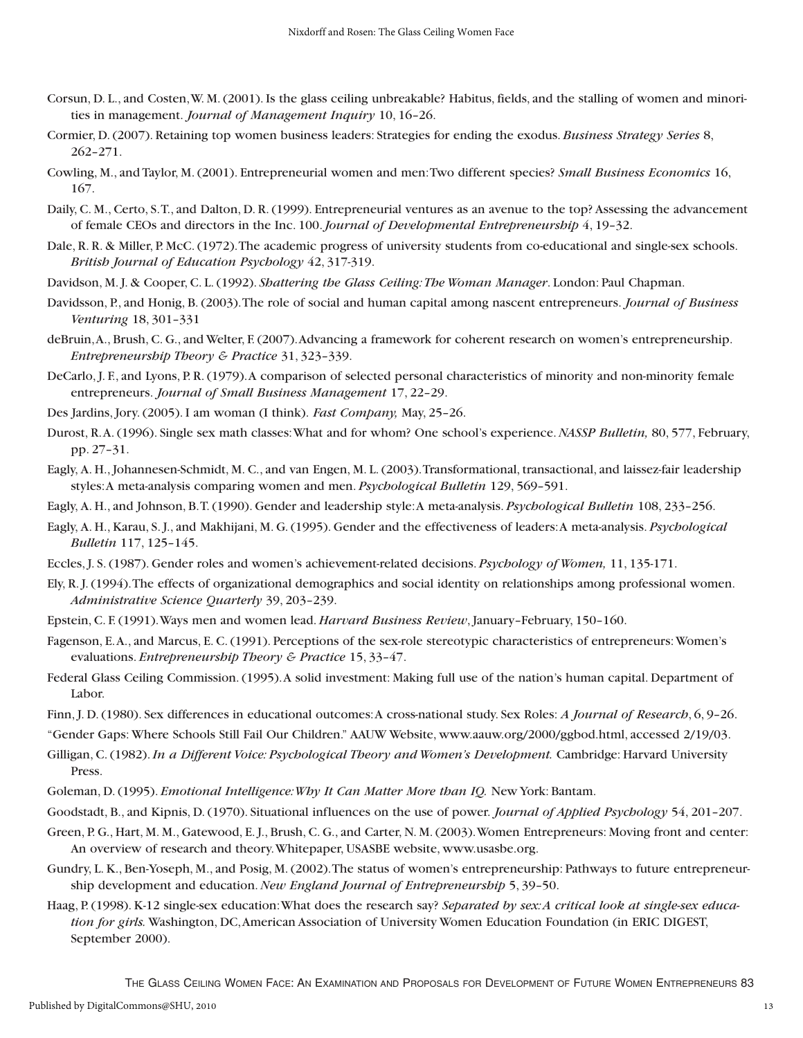Corsun, D. L., and Costen, W. M. (2001). Is the glass ceiling unbreakable? Habitus, fields, and the stalling of women and minorities in management. *Journal of Management Inquiry* 10, 16–26.

Cormier, D. (2007). Retaining top women business leaders: Strategies for ending the exodus. *Business Strategy Series* 8, 262–271.

Cowling, M., and Taylor, M. (2001). Entrepreneurial women and men: Two different species? *Small Business Economics* 16, 167.

Daily, C. M., Certo, S. T., and Dalton, D. R. (1999). Entrepreneurial ventures as an avenue to the top? Assessing the advancement of female CEOs and directors in the Inc. 100. *Journal of Developmental Entrepreneurship* 4, 19–32.

Dale, R. R. & Miller, P. McC. (1972). The academic progress of university students from co-educational and single-sex schools. *British Journal of Education Psychology* 42, 317-319.

Davidson, M. J. & Cooper, C. L. (1992). *Shattering the Glass Ceiling: The Woman Manager*. London: Paul Chapman.

Davidsson, P., and Honig, B. (2003). The role of social and human capital among nascent entrepreneurs. *Journal of Business Venturing* 18, 301–331

deBruin, A., Brush, C. G., and Welter, F. (2007). Advancing a framework for coherent research on women's entrepreneurship. *Entrepreneurship Theory & Practice* 31, 323–339.

DeCarlo, J. F., and Lyons, P. R. (1979). A comparison of selected personal characteristics of minority and non-minority female entrepreneurs. *Journal of Small Business Management* 17, 22–29.

Des Jardins, Jory. (2005). I am woman (I think). *Fast Company,* May, 25–26.

Durost, R. A. (1996). Single sex math classes: What and for whom? One school's experience. *NASSP Bulletin,* 80, 577, February, pp. 27–31.

Eagly, A. H., Johannesen-Schmidt, M. C., and van Engen, M. L. (2003). Transformational, transactional, and laissez-fair leadership styles: A meta-analysis comparing women and men. *Psychological Bulletin* 129, 569–591.

Eagly, A. H., and Johnson, B. T. (1990). Gender and leadership style: A meta-analysis. *Psychological Bulletin* 108, 233–256.

Eagly, A. H., Karau, S. J., and Makhijani, M. G. (1995). Gender and the effectiveness of leaders: A meta-analysis. *Psychological Bulletin* 117, 125–145.

Eccles, J. S. (1987). Gender roles and women's achievement-related decisions. *Psychology of Women,* 11, 135-171.

Ely, R. J. (1994). The effects of organizational demographics and social identity on relationships among professional women. *Administrative Science Quarterly* 39, 203–239.

Epstein, C. F. (1991). Ways men and women lead. *Harvard Business Review*, January–February, 150–160.

Fagenson, E. A., and Marcus, E. C. (1991). Perceptions of the sex-role stereotypic characteristics of entrepreneurs: Women's evaluations. *Entrepreneurship Theory & Practice* 15, 33–47.

Federal Glass Ceiling Commission. (1995). A solid investment: Making full use of the nation's human capital. Department of Labor.

Finn, J. D. (1980). Sex differences in educational outcomes: A cross-national study. Sex Roles: *A Journal of Research*, 6, 9–26.

"Gender Gaps: Where Schools Still Fail Our Children." AAUW Website, www.aauw.org/2000/ggbod.html, accessed 2/19/03.

Gilligan, C. (1982). *In a Different Voice: Psychological Theory and Women's Development.* Cambridge: Harvard University Press.

Goleman, D. (1995). *Emotional Intelligence: Why It Can Matter More than IQ.* New York: Bantam.

Goodstadt, B., and Kipnis, D. (1970). Situational influences on the use of power. *Journal of Applied Psychology* 54, 201–207.

Green, P. G., Hart, M. M., Gatewood, E. J., Brush, C. G., and Carter, N. M. (2003). Women Entrepreneurs: Moving front and center: An overview of research and theory. Whitepaper, USASBE website, www.usasbe.org.

Gundry, L. K., Ben-Yoseph, M., and Posig, M. (2002). The status of women's entrepreneurship: Pathways to future entrepreneurship development and education. *New England Journal of Entrepreneurship* 5, 39–50.

Haag, P. (1998). K-12 single-sex education: What does the research say? *Separated by sex: A critical look at single-sex education for girls.* Washington, DC, American Association of University Women Education Foundation (in ERIC DIGEST, September 2000).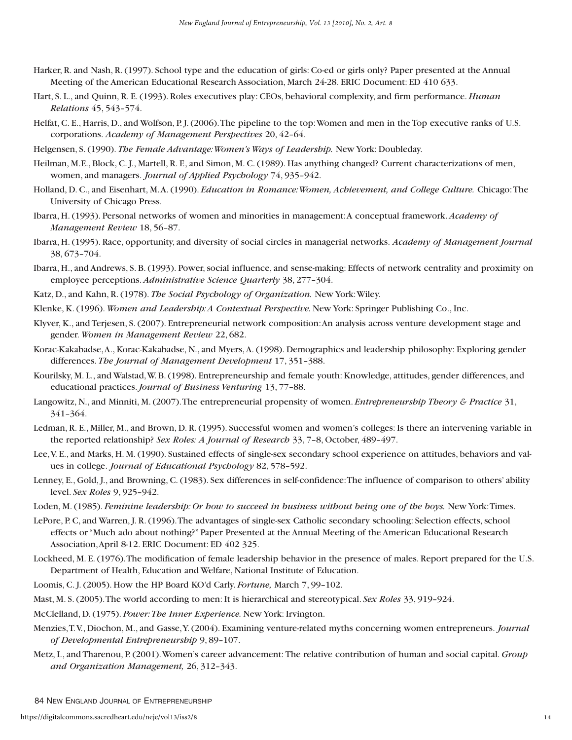Harker, R. and Nash, R. (1997). School type and the education of girls: Co-ed or girls only? Paper presented at the Annual Meeting of the American Educational Research Association, March 24-28. ERIC Document: ED 410 633.

Hart, S. L., and Quinn, R. E. (1993). Roles executives play: CEOs, behavioral complexity, and firm performance. *Human Relations* 45, 543–574.

Helfat, C. E., Harris, D., and Wolfson, P. J. (2006). The pipeline to the top: Women and men in the Top executive ranks of U.S. corporations. *Academy of Management Perspectives* 20, 42–64.

Helgensen, S. (1990). *The Female Advantage: Women's Ways of Leadership.* New York: Doubleday.

Heilman, M.E., Block, C. J., Martell, R. F., and Simon, M. C. (1989). Has anything changed? Current characterizations of men, women, and managers. *Journal of Applied Psychology* 74, 935–942.

Holland, D. C., and Eisenhart, M. A. (1990). *Education in Romance: Women, Achievement, and College Culture.* Chicago: The University of Chicago Press.

Ibarra, H. (1993). Personal networks of women and minorities in management: A conceptual framework. *Academy of Management Review* 18, 56–87.

Ibarra, H. (1995). Race, opportunity, and diversity of social circles in managerial networks. *Academy of Management Journal* 38, 673–704.

Ibarra, H., and Andrews, S. B. (1993). Power, social influence, and sense-making: Effects of network centrality and proximity on employee perceptions. *Administrative Science Quarterly* 38, 277–304.

Katz, D., and Kahn, R. (1978). *The Social Psychology of Organization.* New York: Wiley.

Klenke, K. (1996). *Women and Leadership: A Contextual Perspective.* New York: Springer Publishing Co., Inc.

Klyver, K., and Terjesen, S. (2007). Entrepreneurial network composition: An analysis across venture development stage and gender. *Women in Management Review* 22, 682.

Korac-Kakabadse, A., Korac-Kakabadse, N., and Myers, A. (1998). Demographics and leadership philosophy: Exploring gender differences. *The Journal of Management Development* 17, 351–388.

Kourilsky, M. L., and Walstad, W. B. (1998). Entrepreneurship and female youth: Knowledge, attitudes, gender differences, and educational practices. *Journal of Business Venturing* 13, 77–88.

Langowitz, N., and Minniti, M. (2007). The entrepreneurial propensity of women. *Entrepreneurship Theory & Practice* 31, 341–364.

Ledman, R. E., Miller, M., and Brown, D. R. (1995). Successful women and women's colleges: Is there an intervening variable in the reported relationship? *Sex Roles: A Journal of Research* 33, 7–8, October, 489–497.

Lee, V. E., and Marks, H. M. (1990). Sustained effects of single-sex secondary school experience on attitudes, behaviors and values in college. *Journal of Educational Psychology* 82, 578–592.

Lenney, E., Gold, J., and Browning, C. (1983). Sex differences in self-confidence: The influence of comparison to others' ability level. *Sex Roles* 9, 925–942.

Loden, M. (1985). *Feminine leadership: Or how to succeed in business without being one of the boys.* New York: Times.

LePore, P. C, and Warren, J. R. (1996). The advantages of single-sex Catholic secondary schooling: Selection effects, school effects or "Much ado about nothing?" Paper Presented at the Annual Meeting of the American Educational Research Association, April 8-12. ERIC Document: ED 402 325.

Lockheed, M. E. (1976). The modification of female leadership behavior in the presence of males. Report prepared for the U.S. Department of Health, Education and Welfare, National Institute of Education.

Loomis, C. J. (2005). How the HP Board KO'd Carly. *Fortune,* March 7, 99–102.

Mast, M. S. (2005). The world according to men: It is hierarchical and stereotypical. *Sex Roles* 33, 919–924.

McClelland, D. (1975). *Power: The Inner Experience.* New York: Irvington.

Menzies, T. V., Diochon, M., and Gasse, Y. (2004). Examining venture-related myths concerning women entrepreneurs. *Journal of Developmental Entrepreneurship* 9, 89–107.

Metz, I., and Tharenou, P. (2001). Women's career advancement: The relative contribution of human and social capital. *Group and Organization Management,* 26, 312–343.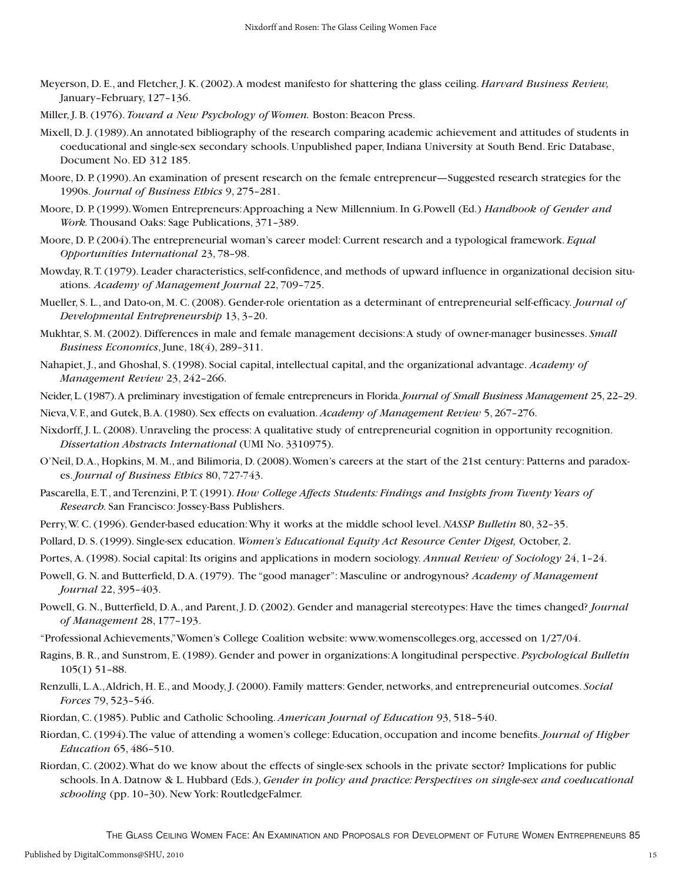Meyerson, D. E., and Fletcher, J. K. (2002). A modest manifesto for shattering the glass ceiling. *Harvard Business Review,* January–February, 127–136.

Miller, J. B. (1976). *Toward a New Psychology of Women.* Boston: Beacon Press.

Mixell, D. J. (1989). An annotated bibliography of the research comparing academic achievement and attitudes of students in coeducational and single-sex secondary schools. Unpublished paper, Indiana University at South Bend. Eric Database, Document No. ED 312 185.

Moore, D. P. (1990). An examination of present research on the female entrepreneur—Suggested research strategies for the 1990s. *Journal of Business Ethics* 9, 275–281.

Moore, D. P. (1999). Women Entrepreneurs: Approaching a New Millennium. In G.Powell (Ed.) *Handbook of Gender and Work.* Thousand Oaks: Sage Publications, 371–389.

Moore, D. P. (2004). The entrepreneurial woman's career model: Current research and a typological framework. *Equal Opportunities International* 23, 78–98.

Mowday, R. T. (1979). Leader characteristics, self-confidence, and methods of upward influence in organizational decision situations. *Academy of Management Journal* 22, 709–725.

Mueller, S. L., and Dato-on, M. C. (2008). Gender-role orientation as a determinant of entrepreneurial self-efficacy. *Journal of Developmental Entrepreneurship* 13, 3–20.

Mukhtar, S. M. (2002). Differences in male and female management decisions: A study of owner-manager businesses. *Small Business Economics*, June, 18(4), 289–311.

Nahapiet, J., and Ghoshal, S. (1998). Social capital, intellectual capital, and the organizational advantage. *Academy of Management Review* 23, 242–266.

Neider, L. (1987). A preliminary investigation of female entrepreneurs in Florida. *Journal of Small Business Management* 25, 22–29.

Nieva, V. F., and Gutek, B. A. (1980). Sex effects on evaluation. *Academy of Management Review* 5, 267–276.

Nixdorff, J. L. (2008). Unraveling the process: A qualitative study of entrepreneurial cognition in opportunity recognition. *Dissertation Abstracts International* (UMI No. 3310975).

O'Neil, D. A., Hopkins, M. M., and Bilimoria, D. (2008). Women's careers at the start of the 21st century: Patterns and paradoxes. *Journal of Business Ethics* 80, 727-743.

Pascarella, E. T., and Terenzini, P. T. (1991). *How College Affects Students: Findings and Insights from Twenty Years of Research.* San Francisco: Jossey-Bass Publishers.

Perry, W. C. (1996). Gender-based education: Why it works at the middle school level. *NASSP Bulletin* 80, 32–35.

Pollard, D. S. (1999). Single-sex education. *Women's Educational Equity Act Resource Center Digest,* October, 2.

Portes, A. (1998). Social capital: Its origins and applications in modern sociology. *Annual Review of Sociology* 24, 1–24.

Powell, G. N. and Butterfield, D. A. (1979). The "good manager": Masculine or androgynous? *Academy of Management Journal* 22, 395–403.

Powell, G. N., Butterfield, D. A., and Parent, J. D. (2002). Gender and managerial stereotypes: Have the times changed? *Journal of Management* 28, 177–193.

"Professional Achievements," Women's College Coalition website: www.womenscolleges.org, accessed on 1/27/04.

Ragins, B. R., and Sunstrom, E. (1989). Gender and power in organizations: A longitudinal perspective. *Psychological Bulletin* 105(1) 51–88.

Renzulli, L. A., Aldrich, H. E., and Moody, J. (2000). Family matters: Gender, networks, and entrepreneurial outcomes. *Social Forces* 79, 523–546.

Riordan, C. (1985). Public and Catholic Schooling. *American Journal of Education* 93, 518–540.

Riordan, C. (1994). The value of attending a women's college: Education, occupation and income benefits. *Journal of Higher Education* 65, 486–510.

Riordan, C. (2002). What do we know about the effects of single-sex schools in the private sector? Implications for public schools. In A. Datnow & L. Hubbard (Eds.), *Gender in policy and practice: Perspectives on single-sex and coeducational schooling* (pp. 10–30). New York: RoutledgeFalmer.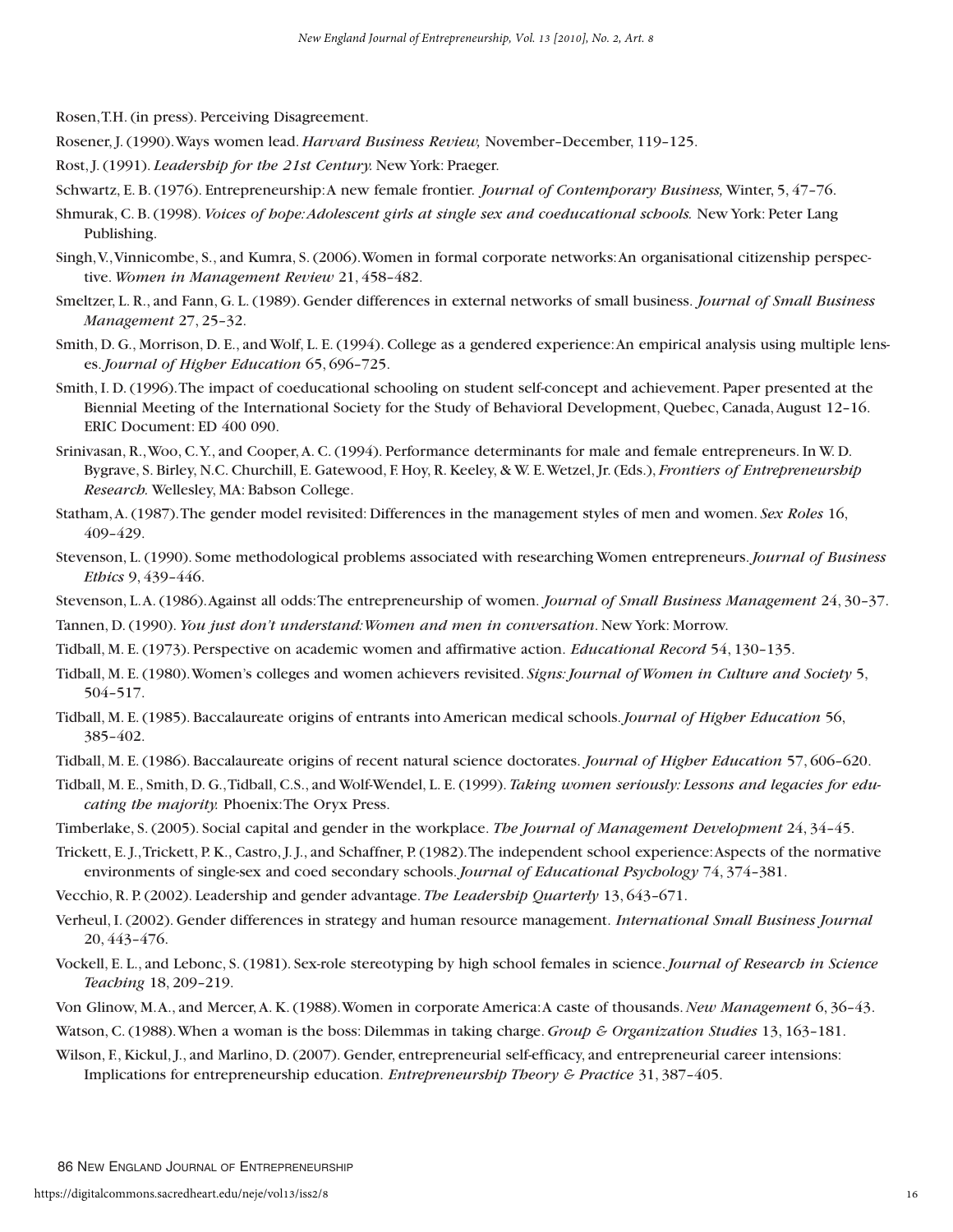Rosen, T.H. (in press). Perceiving Disagreement.

Rosener, J. (1990). Ways women lead. *Harvard Business Review,* November–December, 119–125.

Rost, J. (1991). *Leadership for the 21st Century.* New York: Praeger.

Schwartz, E. B. (1976). Entrepreneurship: A new female frontier. *Journal of Contemporary Business,* Winter, 5, 47–76.

Shmurak, C. B. (1998). *Voices of hope: Adolescent girls at single sex and coeducational schools.* New York: Peter Lang Publishing.

Singh, V., Vinnicombe, S., and Kumra, S. (2006). Women in formal corporate networks: An organisational citizenship perspective. *Women in Management Review* 21, 458–482.

Smeltzer, L. R., and Fann, G. L. (1989). Gender differences in external networks of small business. *Journal of Small Business Management* 27, 25–32.

Smith, D. G., Morrison, D. E., and Wolf, L. E. (1994). College as a gendered experience: An empirical analysis using multiple lenses. *Journal of Higher Education* 65, 696–725.

Smith, I. D. (1996). The impact of coeducational schooling on student self-concept and achievement. Paper presented at the Biennial Meeting of the International Society for the Study of Behavioral Development, Quebec, Canada, August 12–16. ERIC Document: ED 400 090.

Srinivasan, R., Woo, C. Y., and Cooper, A. C. (1994). Performance determinants for male and female entrepreneurs. In W. D. Bygrave, S. Birley, N.C. Churchill, E. Gatewood, F. Hoy, R. Keeley, & W. E. Wetzel, Jr. (Eds.), *Frontiers of Entrepreneurship Research.* Wellesley, MA: Babson College.

Statham, A. (1987). The gender model revisited: Differences in the management styles of men and women. *Sex Roles* 16, 409–429.

Stevenson, L. (1990). Some methodological problems associated with researching Women entrepreneurs. *Journal of Business Ethics* 9, 439–446.

Stevenson, L. A. (1986). Against all odds: The entrepreneurship of women. *Journal of Small Business Management* 24, 30–37.

Tannen, D. (1990). *You just don't understand: Women and men in conversation*. New York: Morrow.

Tidball, M. E. (1973). Perspective on academic women and affirmative action. *Educational Record* 54, 130–135.

Tidball, M. E. (1980). Women's colleges and women achievers revisited. *Signs: Journal of Women in Culture and Society* 5, 504–517.

Tidball, M. E. (1985). Baccalaureate origins of entrants into American medical schools. *Journal of Higher Education* 56, 385–402.

Tidball, M. E. (1986). Baccalaureate origins of recent natural science doctorates. *Journal of Higher Education* 57, 606–620.

Tidball, M. E., Smith, D. G., Tidball, C.S., and Wolf-Wendel, L. E. (1999). *Taking women seriously: Lessons and legacies for educating the majority.* Phoenix: The Oryx Press.

Timberlake, S. (2005). Social capital and gender in the workplace. *The Journal of Management Development* 24, 34–45.

Trickett, E. J., Trickett, P. K., Castro, J. J., and Schaffner, P. (1982). The independent school experience: Aspects of the normative environments of single-sex and coed secondary schools. *Journal of Educational Psychology* 74, 374–381.

Vecchio, R. P. (2002). Leadership and gender advantage. *The Leadership Quarterly* 13, 643–671.

Verheul, I. (2002). Gender differences in strategy and human resource management. *International Small Business Journal* 20, 443–476.

Vockell, E. L., and Lebonc, S. (1981). Sex-role stereotyping by high school females in science. *Journal of Research in Science Teaching* 18, 209–219.

Von Glinow, M. A., and Mercer, A. K. (1988). Women in corporate America: A caste of thousands. *New Management* 6, 36–43.

Watson, C. (1988). When a woman is the boss: Dilemmas in taking charge. *Group & Organization Studies* 13, 163–181.

Wilson, F., Kickul, J., and Marlino, D. (2007). Gender, entrepreneurial self-efficacy, and entrepreneurial career intensions: Implications for entrepreneurship education. *Entrepreneurship Theory & Practice* 31, 387–405.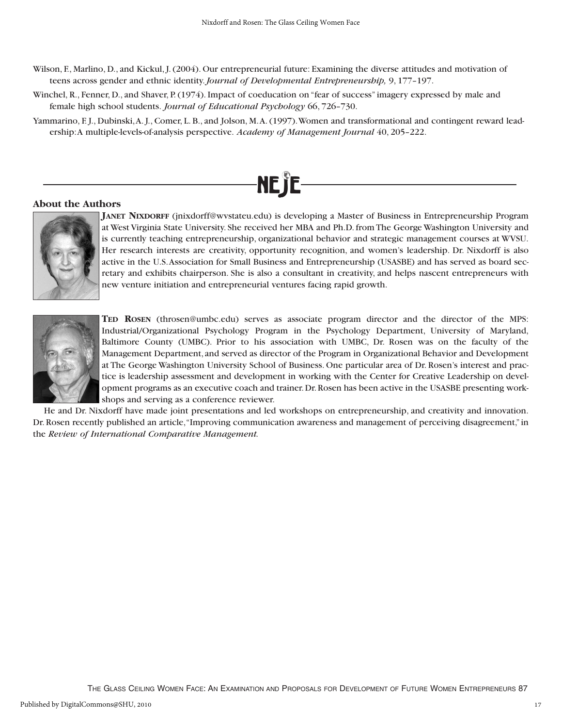Wilson, F., Marlino, D., and Kickul, J. (2004). Our entrepreneurial future: Examining the diverse attitudes and motivation of teens across gender and ethnic identity. *Journal of Developmental Entrepreneurship,* 9, 177–197.

Winchel, R., Fenner, D., and Shaver, P. (1974). Impact of coeducation on "fear of success" imagery expressed by male and female high school students. *Journal of Educational Psychology* 66, 726–730.

Yammarino, F. J., Dubinski, A. J., Comer, L. B., and Jolson, M. A. (1997). Women and transformational and contingent reward leadership: A multiple-levels-of-analysis perspective. *Academy of Management Journal* 40, 205–222.

NEJE

## About the Authors

**Janet Nixdorff** (jnixdorff@wvstateu.edu) is developing a Master of Business in Entrepreneurship Program at West Virginia State University. She received her MBA and Ph.D. from The George Washington University and is currently teaching entrepreneurship, organizational behavior and strategic management courses at WVSU. Her research interests are creativity, opportunity recognition, and women's leadership. Dr. Nixdorff is also active in the U.S. Association for Small Business and Entrepreneurship (USASBE) and has served as board secretary and exhibits chairperson. She is also a consultant in creativity, and helps nascent entrepreneurs with new venture initiation and entrepreneurial ventures facing rapid growth.

**Ted Rosen** (throsen@umbc.edu) serves as associate program director and the director of the MPS: Industrial/Organizational Psychology Program in the Psychology Department, University of Maryland, Baltimore County (UMBC). Prior to his association with UMBC, Dr. Rosen was on the faculty of the Management Department, and served as director of the Program in Organizational Behavior and Development at The George Washington University School of Business. One particular area of Dr. Rosen's interest and practice is leadership assessment and development in working with the Center for Creative Leadership on development programs as an executive coach and trainer. Dr. Rosen has been active in the USASBE presenting workshops and serving as a conference reviewer.

He and Dr. Nixdorff have made joint presentations and led workshops on entrepreneurship, and creativity and innovation. Dr. Rosen recently published an article, "Improving communication awareness and management of perceiving disagreement," in the *Review of International Comparative Management.*